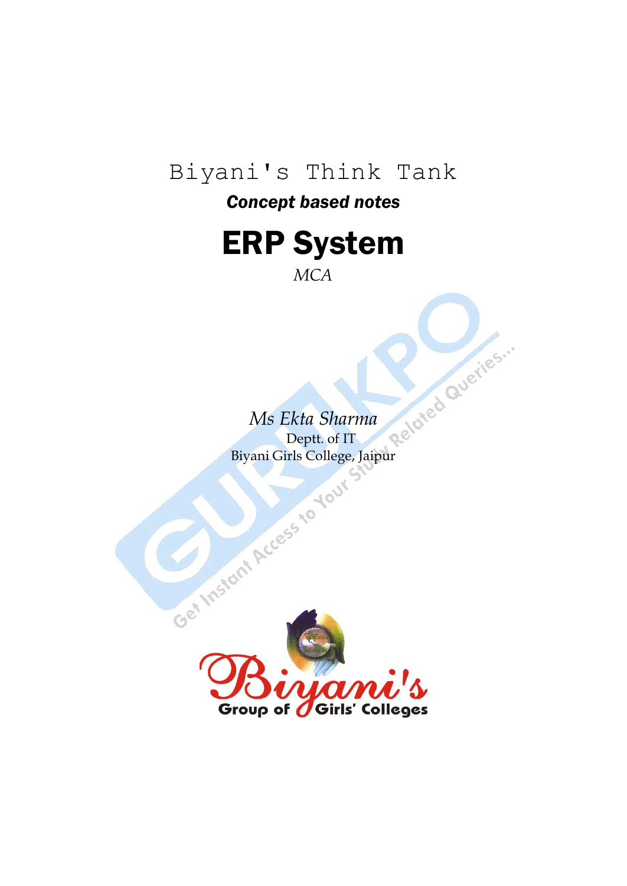Biyani's Think Tank

***Concept based notes***

# ERP System

*MCA*

*Ms Ekta Sharma*

Deptt. of IT

Biyani Girls College, Jaipur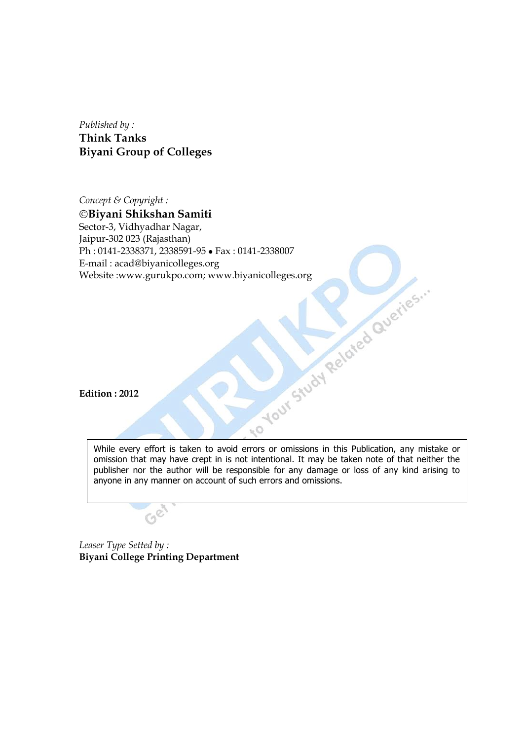*Published by :*
**Think Tanks**
**Biyani Group of Colleges**

*Concept & Copyright :*
**©Biyani Shikshan Samiti**
Sector-3, Vidhyadhar Nagar,
Jaipur-302 023 (Rajasthan)
Ph : 0141-2338371, 2338591-95 • Fax : 0141-2338007
E-mail : acad@biyanicolleges.org
Website :www.gurukpo.com; www.biyanicolleges.org

**Edition : 2012**

While every effort is taken to avoid errors or omissions in this Publication, any mistake or omission that may have crept in is not intentional. It may be taken note of that neither the publisher nor the author will be responsible for any damage or loss of any kind arising to anyone in any manner on account of such errors and omissions.

*Leaser Type Setted by :*
**Biyani College Printing Department**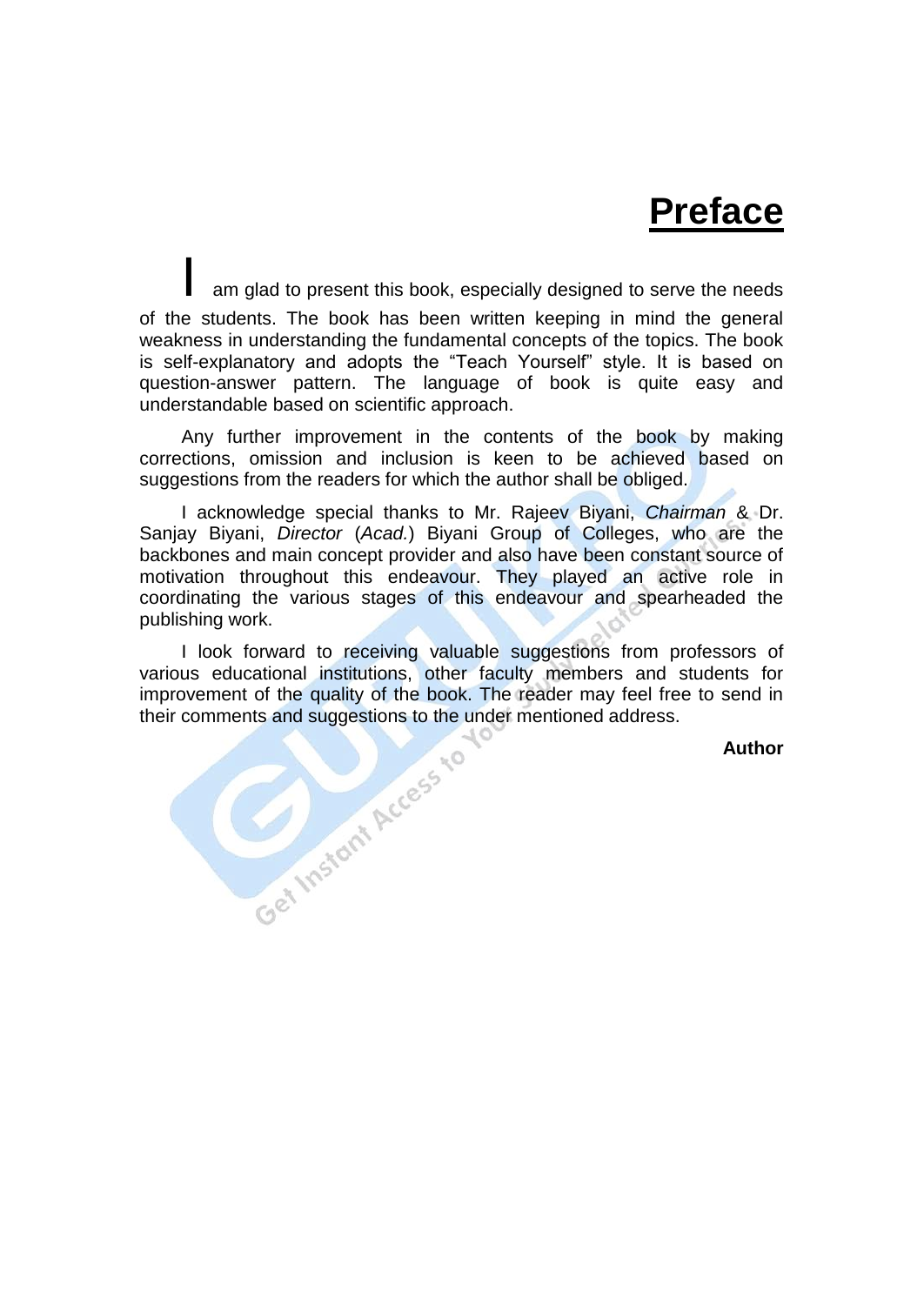# Preface

I am glad to present this book, especially designed to serve the needs of the students. The book has been written keeping in mind the general weakness in understanding the fundamental concepts of the topics. The book is self-explanatory and adopts the "Teach Yourself" style. It is based on question-answer pattern. The language of book is quite easy and understandable based on scientific approach.

Any further improvement in the contents of the book by making corrections, omission and inclusion is keen to be achieved based on suggestions from the readers for which the author shall be obliged.

I acknowledge special thanks to Mr. Rajeev Biyani, *Chairman* & Dr. Sanjay Biyani, *Director* (*Acad.*) Biyani Group of Colleges, who are the backbones and main concept provider and also have been constant source of motivation throughout this endeavour. They played an active role in coordinating the various stages of this endeavour and spearheaded the publishing work.

I look forward to receiving valuable suggestions from professors of various educational institutions, other faculty members and students for improvement of the quality of the book. The reader may feel free to send in their comments and suggestions to the under mentioned address.

**Author**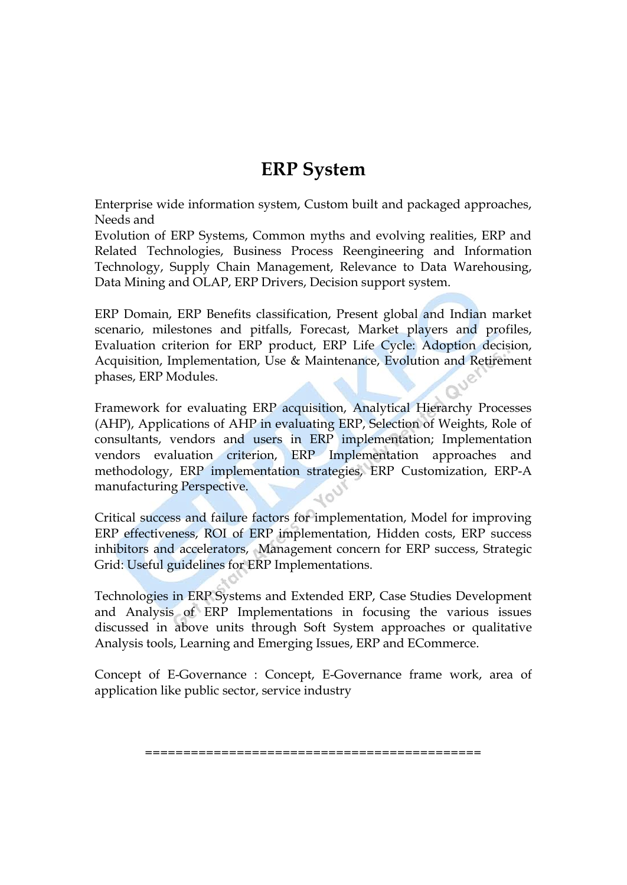# ERP System

Enterprise wide information system, Custom built and packaged approaches, Needs and
Evolution of ERP Systems, Common myths and evolving realities, ERP and Related Technologies, Business Process Reengineering and Information Technology, Supply Chain Management, Relevance to Data Warehousing, Data Mining and OLAP, ERP Drivers, Decision support system.

ERP Domain, ERP Benefits classification, Present global and Indian market scenario, milestones and pitfalls, Forecast, Market players and profiles, Evaluation criterion for ERP product, ERP Life Cycle: Adoption decision, Acquisition, Implementation, Use & Maintenance, Evolution and Retirement phases, ERP Modules.

Framework for evaluating ERP acquisition, Analytical Hierarchy Processes (AHP), Applications of AHP in evaluating ERP, Selection of Weights, Role of consultants, vendors and users in ERP implementation; Implementation vendors evaluation criterion, ERP Implementation approaches and methodology, ERP implementation strategies, ERP Customization, ERP-A manufacturing Perspective.

Critical success and failure factors for implementation, Model for improving ERP effectiveness, ROI of ERP implementation, Hidden costs, ERP success inhibitors and accelerators, Management concern for ERP success, Strategic Grid: Useful guidelines for ERP Implementations.

Technologies in ERP Systems and Extended ERP, Case Studies Development and Analysis of ERP Implementations in focusing the various issues discussed in above units through Soft System approaches or qualitative Analysis tools, Learning and Emerging Issues, ERP and ECommerce.

Concept of E-Governance : Concept, E-Governance frame work, area of application like public sector, service industry

============================================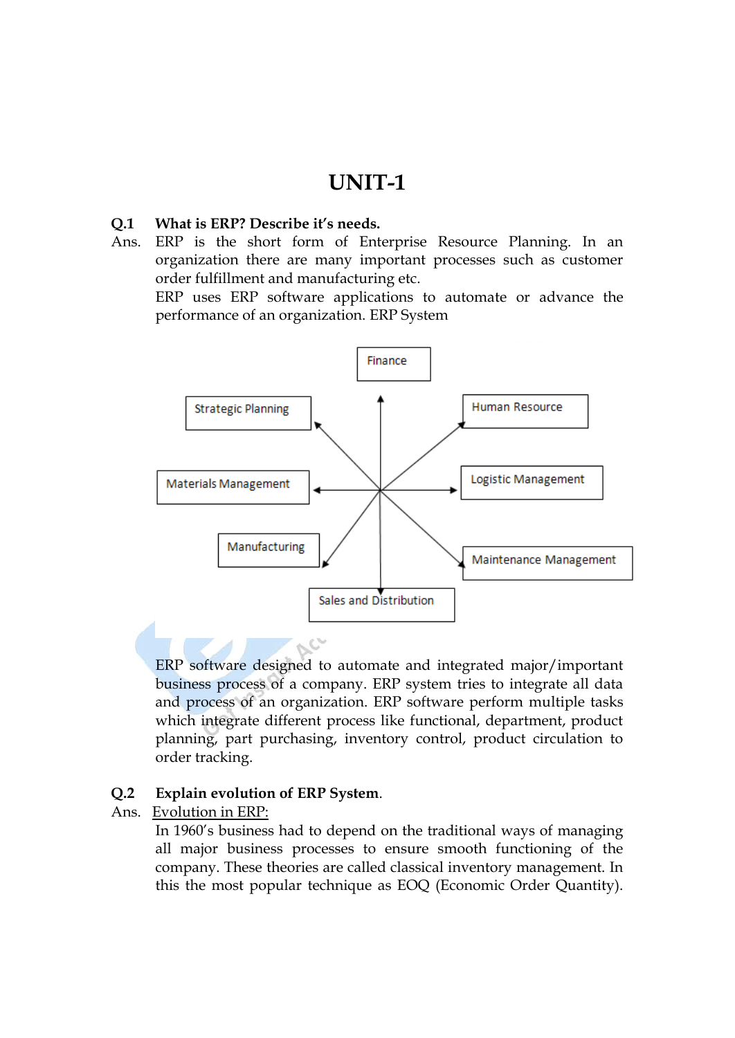# UNIT-1

**Q.1 What is ERP? Describe it's needs.**

Ans. ERP is the short form of Enterprise Resource Planning. In an organization there are many important processes such as customer order fulfillment and manufacturing etc.

ERP uses ERP software applications to automate or advance the performance of an organization. ERP System

Finance

Strategic Planning

Human Resource

Materials Management

Logistic Management

Manufacturing

Maintenance Management

Sales and Distribution

ERP software designed to automate and integrated major/important business process of a company. ERP system tries to integrate all data and process of an organization. ERP software perform multiple tasks which integrate different process like functional, department, product planning, part purchasing, inventory control, product circulation to order tracking.

**Q.2 Explain evolution of ERP System.**

Ans. <u>Evolution in ERP:</u>

In 1960's business had to depend on the traditional ways of managing all major business processes to ensure smooth functioning of the company. These theories are called classical inventory management. In this the most popular technique as EOQ (Economic Order Quantity).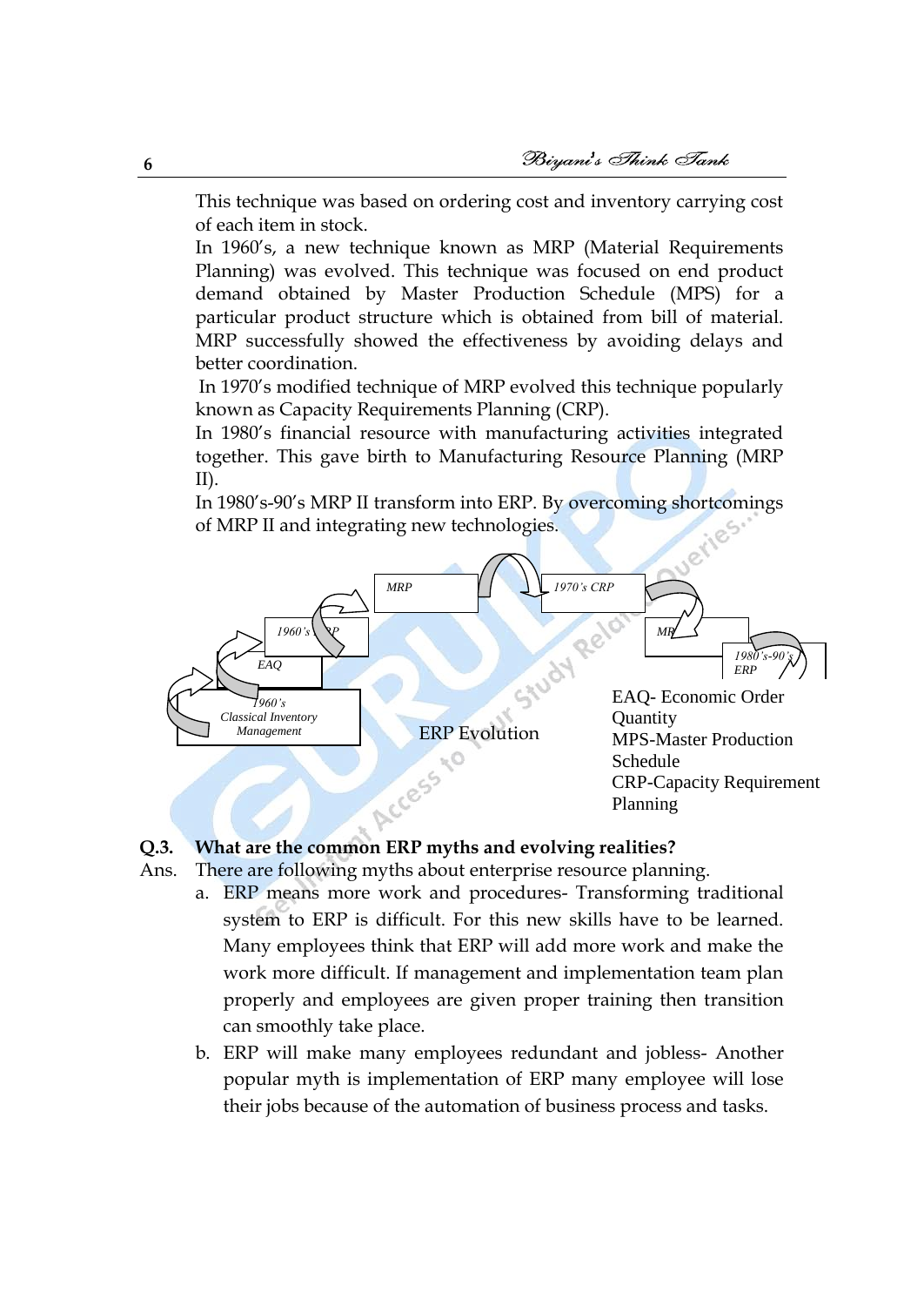This technique was based on ordering cost and inventory carrying cost of each item in stock.

In 1960's, a new technique known as MRP (Material Requirements Planning) was evolved. This technique was focused on end product demand obtained by Master Production Schedule (MPS) for a particular product structure which is obtained from bill of material. MRP successfully showed the effectiveness by avoiding delays and better coordination.

In 1970's modified technique of MRP evolved this technique popularly known as Capacity Requirements Planning (CRP).

In 1980's financial resource with manufacturing activities integrated together. This gave birth to Manufacturing Resource Planning (MRP II).

In 1980's-90's MRP II transform into ERP. By overcoming shortcomings of MRP II and integrating new technologies.

1960's Classical Inventory Management → EAQ → 1960's MRP → MRP → 1970's CRP → MRP → 1980's-90's ERP

ERP Evolution

EAQ- Economic Order Quantity
MPS-Master Production Schedule
CRP-Capacity Requirement Planning

**Q.3. What are the common ERP myths and evolving realities?**

Ans. There are following myths about enterprise resource planning.

a. ERP means more work and procedures- Transforming traditional system to ERP is difficult. For this new skills have to be learned. Many employees think that ERP will add more work and make the work more difficult. If management and implementation team plan properly and employees are given proper training then transition can smoothly take place.

b. ERP will make many employees redundant and jobless- Another popular myth is implementation of ERP many employee will lose their jobs because of the automation of business process and tasks.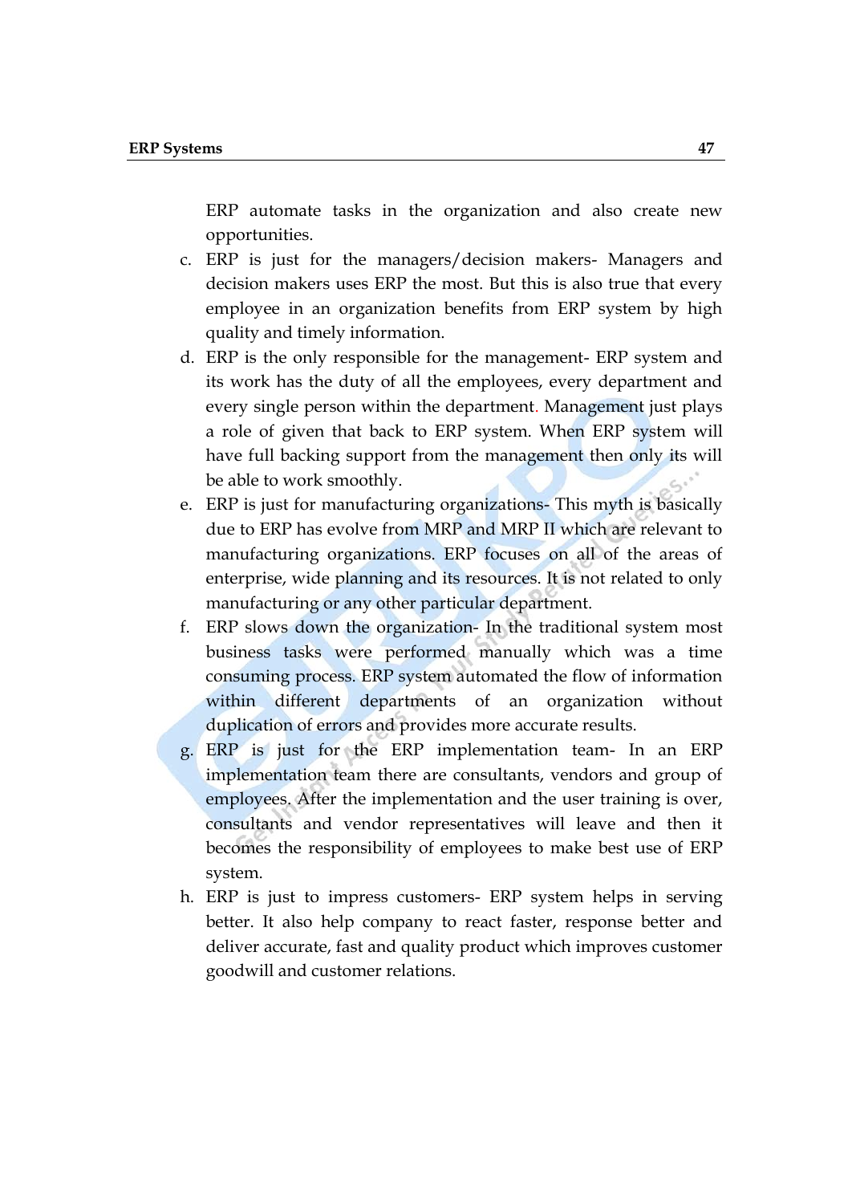ERP automate tasks in the organization and also create new opportunities.

c. ERP is just for the managers/decision makers- Managers and decision makers uses ERP the most. But this is also true that every employee in an organization benefits from ERP system by high quality and timely information.

d. ERP is the only responsible for the management- ERP system and its work has the duty of all the employees, every department and every single person within the department. Management just plays a role of given that back to ERP system. When ERP system will have full backing support from the management then only its will be able to work smoothly.

e. ERP is just for manufacturing organizations- This myth is basically due to ERP has evolve from MRP and MRP II which are relevant to manufacturing organizations. ERP focuses on all of the areas of enterprise, wide planning and its resources. It is not related to only manufacturing or any other particular department.

f. ERP slows down the organization- In the traditional system most business tasks were performed manually which was a time consuming process. ERP system automated the flow of information within different departments of an organization without duplication of errors and provides more accurate results.

g. ERP is just for the ERP implementation team- In an ERP implementation team there are consultants, vendors and group of employees. After the implementation and the user training is over, consultants and vendor representatives will leave and then it becomes the responsibility of employees to make best use of ERP system.

h. ERP is just to impress customers- ERP system helps in serving better. It also help company to react faster, response better and deliver accurate, fast and quality product which improves customer goodwill and customer relations.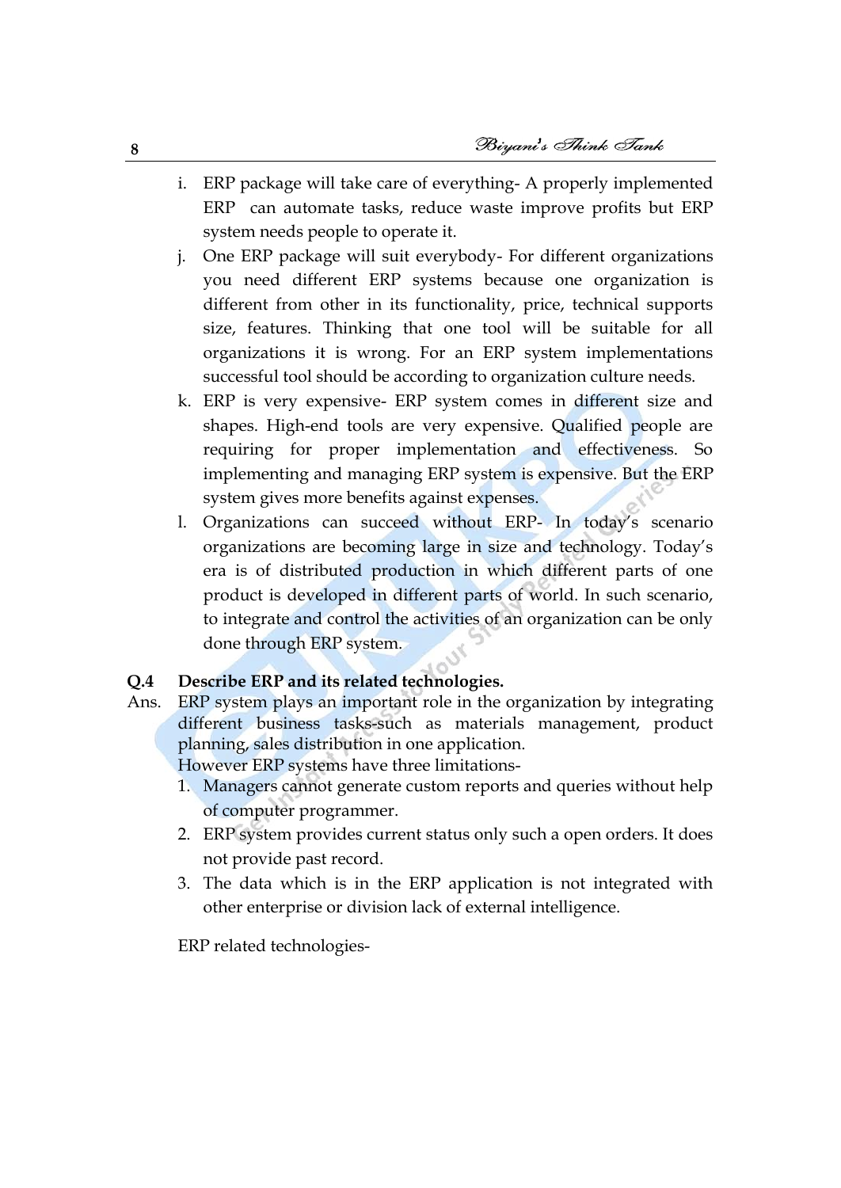i. ERP package will take care of everything- A properly implemented ERP can automate tasks, reduce waste improve profits but ERP system needs people to operate it.

j. One ERP package will suit everybody- For different organizations you need different ERP systems because one organization is different from other in its functionality, price, technical supports size, features. Thinking that one tool will be suitable for all organizations it is wrong. For an ERP system implementations successful tool should be according to organization culture needs.

k. ERP is very expensive- ERP system comes in different size and shapes. High-end tools are very expensive. Qualified people are requiring for proper implementation and effectiveness. So implementing and managing ERP system is expensive. But the ERP system gives more benefits against expenses.

l. Organizations can succeed without ERP- In today's scenario organizations are becoming large in size and technology. Today's era is of distributed production in which different parts of one product is developed in different parts of world. In such scenario, to integrate and control the activities of an organization can be only done through ERP system.

**Q.4 Describe ERP and its related technologies.**

Ans. ERP system plays an important role in the organization by integrating different business tasks-such as materials management, product planning, sales distribution in one application.

However ERP systems have three limitations-

1. Managers cannot generate custom reports and queries without help of computer programmer.
2. ERP system provides current status only such a open orders. It does not provide past record.
3. The data which is in the ERP application is not integrated with other enterprise or division lack of external intelligence.

ERP related technologies-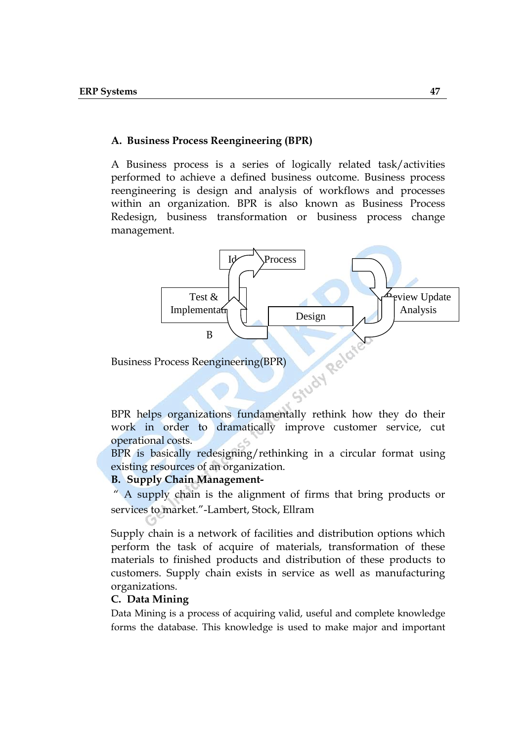### A. Business Process Reengineering (BPR)

A Business process is a series of logically related task/activities performed to achieve a defined business outcome. Business process reengineering is design and analysis of workflows and processes within an organization. BPR is also known as Business Process Redesign, business transformation or business process change management.

Identify Process

Review Update Analysis

Design

Test & Implementation

B

Business Process Reengineering(BPR)

BPR helps organizations fundamentally rethink how they do their work in order to dramatically improve customer service, cut operational costs.

BPR is basically redesigning/rethinking in a circular format using existing resources of an organization.

### B. Supply Chain Management-

" A supply chain is the alignment of firms that bring products or services to market."-Lambert, Stock, Ellram

Supply chain is a network of facilities and distribution options which perform the task of acquire of materials, transformation of these materials to finished products and distribution of these products to customers. Supply chain exists in service as well as manufacturing organizations.

### C. Data Mining

Data Mining is a process of acquiring valid, useful and complete knowledge forms the database. This knowledge is used to make major and important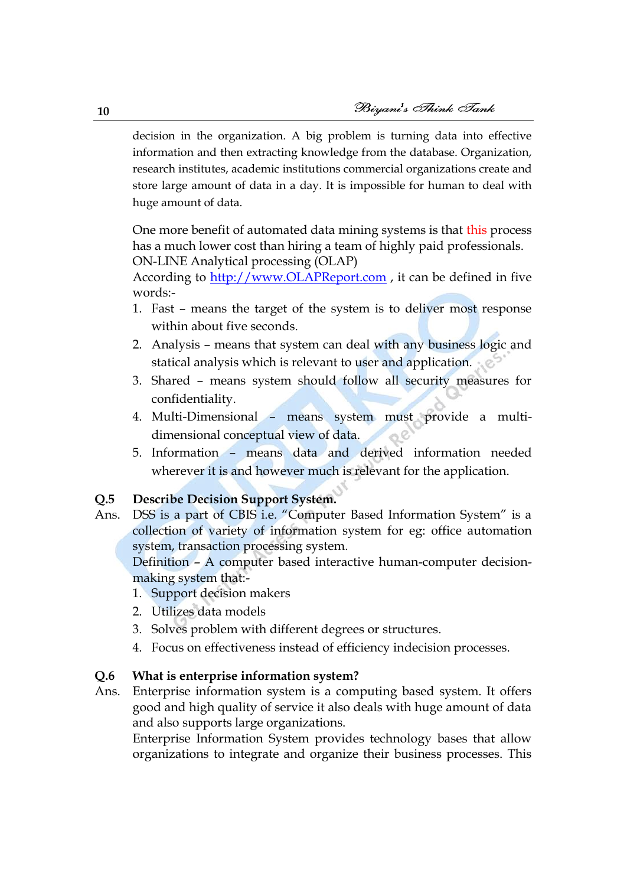decision in the organization. A big problem is turning data into effective information and then extracting knowledge from the database. Organization, research institutes, academic institutions commercial organizations create and store large amount of data in a day. It is impossible for human to deal with huge amount of data.

One more benefit of automated data mining systems is that this process has a much lower cost than hiring a team of highly paid professionals.
ON-LINE Analytical processing (OLAP)
According to http://www.OLAPReport.com , it can be defined in five words:-

1. Fast – means the target of the system is to deliver most response within about five seconds.
2. Analysis – means that system can deal with any business logic and statical analysis which is relevant to user and application.
3. Shared – means system should follow all security measures for confidentiality.
4. Multi-Dimensional – means system must provide a multi-dimensional conceptual view of data.
5. Information – means data and derived information needed wherever it is and however much is relevant for the application.

**Q.5 Describe Decision Support System.**

Ans. DSS is a part of CBIS i.e. "Computer Based Information System" is a collection of variety of information system for eg: office automation system, transaction processing system.
Definition – A computer based interactive human-computer decision-making system that:-

1. Support decision makers
2. Utilizes data models
3. Solves problem with different degrees or structures.
4. Focus on effectiveness instead of efficiency indecision processes.

**Q.6 What is enterprise information system?**

Ans. Enterprise information system is a computing based system. It offers good and high quality of service it also deals with huge amount of data and also supports large organizations.
Enterprise Information System provides technology bases that allow organizations to integrate and organize their business processes. This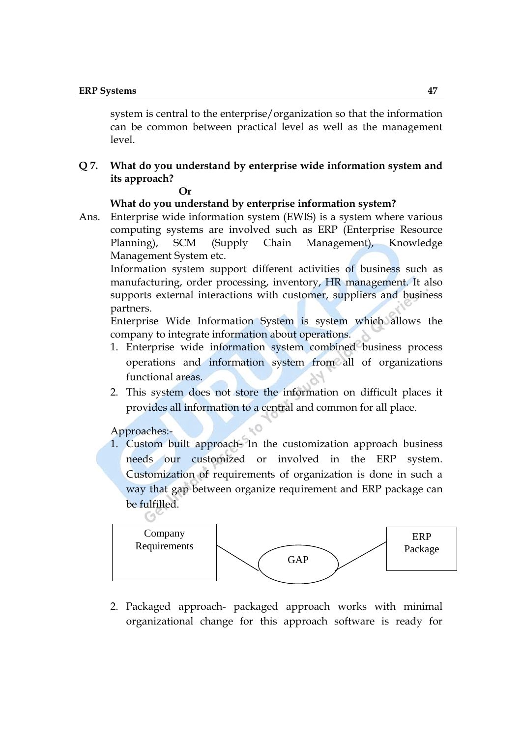system is central to the enterprise/organization so that the information can be common between practical level as well as the management level.

**Q 7. What do you understand by enterprise wide information system and its approach?**

**Or**

**What do you understand by enterprise information system?**

Ans. Enterprise wide information system (EWIS) is a system where various computing systems are involved such as ERP (Enterprise Resource Planning), SCM (Supply Chain Management), Knowledge Management System etc.

Information system support different activities of business such as manufacturing, order processing, inventory, HR management. It also supports external interactions with customer, suppliers and business partners.

Enterprise Wide Information System is system which allows the company to integrate information about operations.

1. Enterprise wide information system combined business process operations and information system from all of organizations functional areas.
2. This system does not store the information on difficult places it provides all information to a central and common for all place.

Approaches:-

1. Custom built approach- In the customization approach business needs our customized or involved in the ERP system. Customization of requirements of organization is done in such a way that gap between organize requirement and ERP package can be fulfilled.

Company Requirements — GAP — ERP Package

2. Packaged approach- packaged approach works with minimal organizational change for this approach software is ready for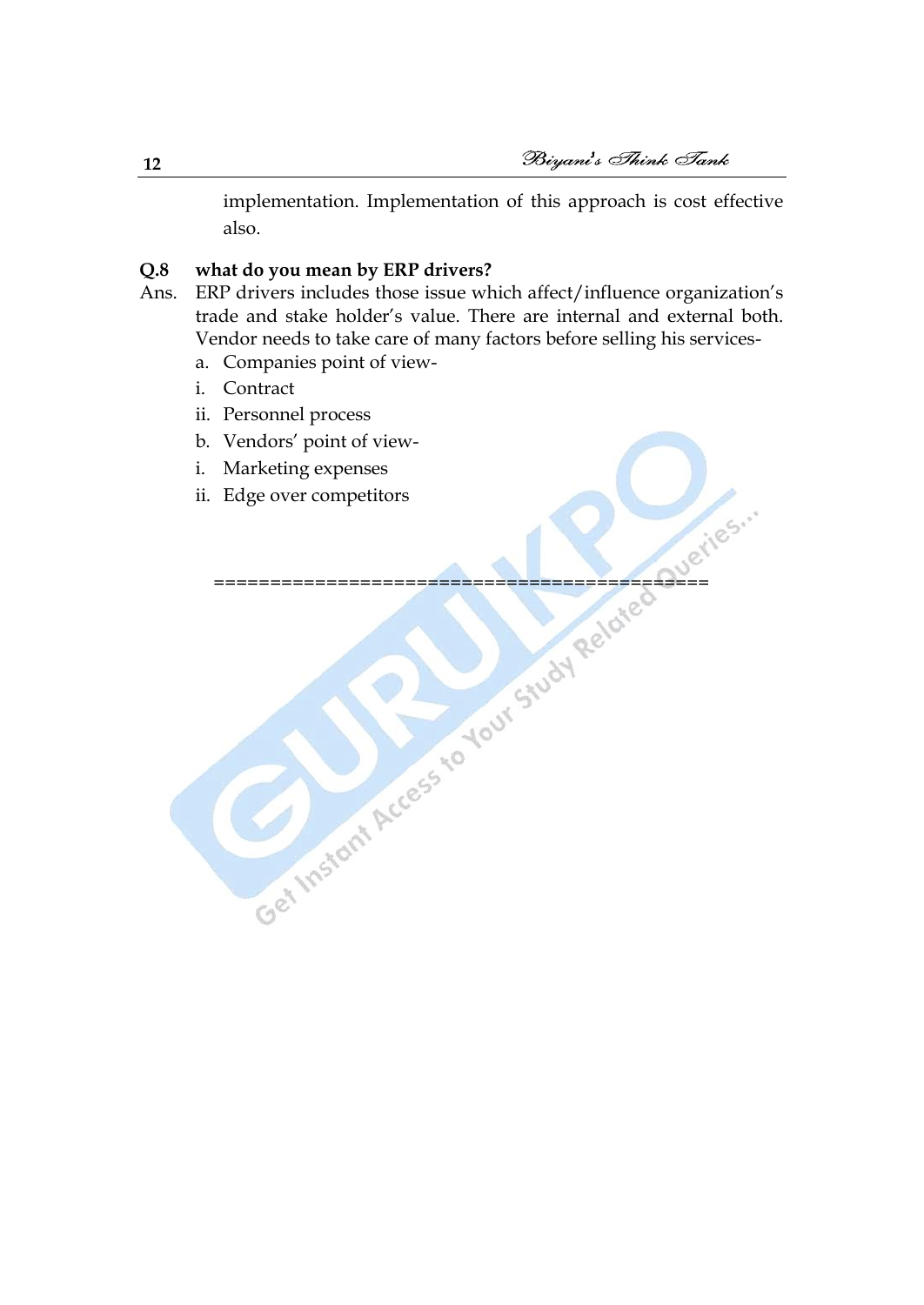implementation. Implementation of this approach is cost effective also.

**Q.8 what do you mean by ERP drivers?**

Ans. ERP drivers includes those issue which affect/influence organization's trade and stake holder's value. There are internal and external both. Vendor needs to take care of many factors before selling his services-

a. Companies point of view-

i. Contract

ii. Personnel process

b. Vendors' point of view-

i. Marketing expenses

ii. Edge over competitors

==========================================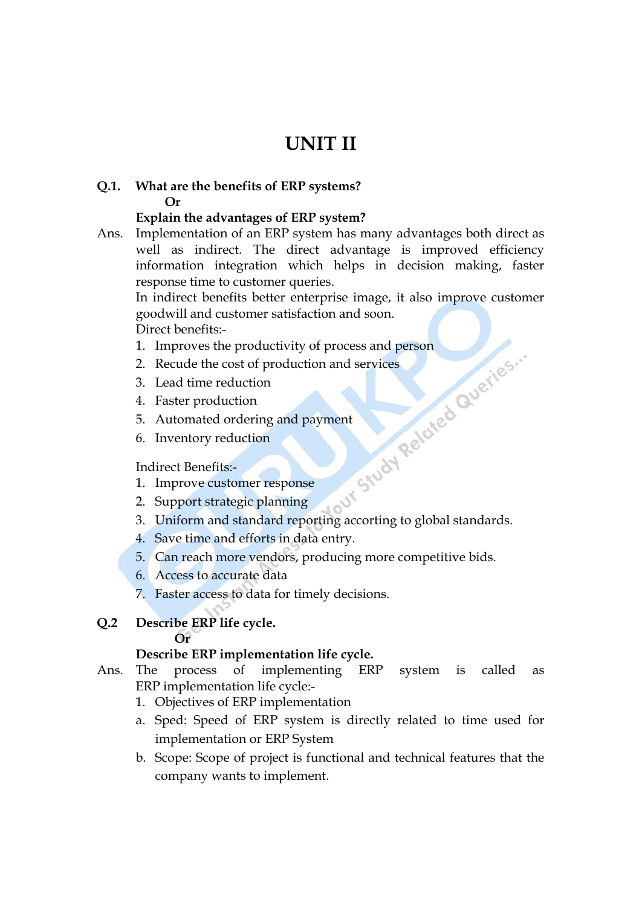# UNIT II

**Q.1. What are the benefits of ERP systems?**

**Or**

**Explain the advantages of ERP system?**

Ans. Implementation of an ERP system has many advantages both direct as well as indirect. The direct advantage is improved efficiency information integration which helps in decision making, faster response time to customer queries.

In indirect benefits better enterprise image, it also improve customer goodwill and customer satisfaction and soon.

Direct benefits:-

1. Improves the productivity of process and person
2. Recude the cost of production and services
3. Lead time reduction
4. Faster production
5. Automated ordering and payment
6. Inventory reduction

Indirect Benefits:-

1. Improve customer response
2. Support strategic planning
3. Uniform and standard reporting accorting to global standards.
4. Save time and efforts in data entry.
5. Can reach more vendors, producing more competitive bids.
6. Access to accurate data
7. Faster access to data for timely decisions.

**Q.2 Describe ERP life cycle.**

**Or**

**Describe ERP implementation life cycle.**

Ans. The process of implementing ERP system is called as ERP implementation life cycle:-

1. Objectives of ERP implementation

a. Sped: Speed of ERP system is directly related to time used for implementation or ERP System

b. Scope: Scope of project is functional and technical features that the company wants to implement.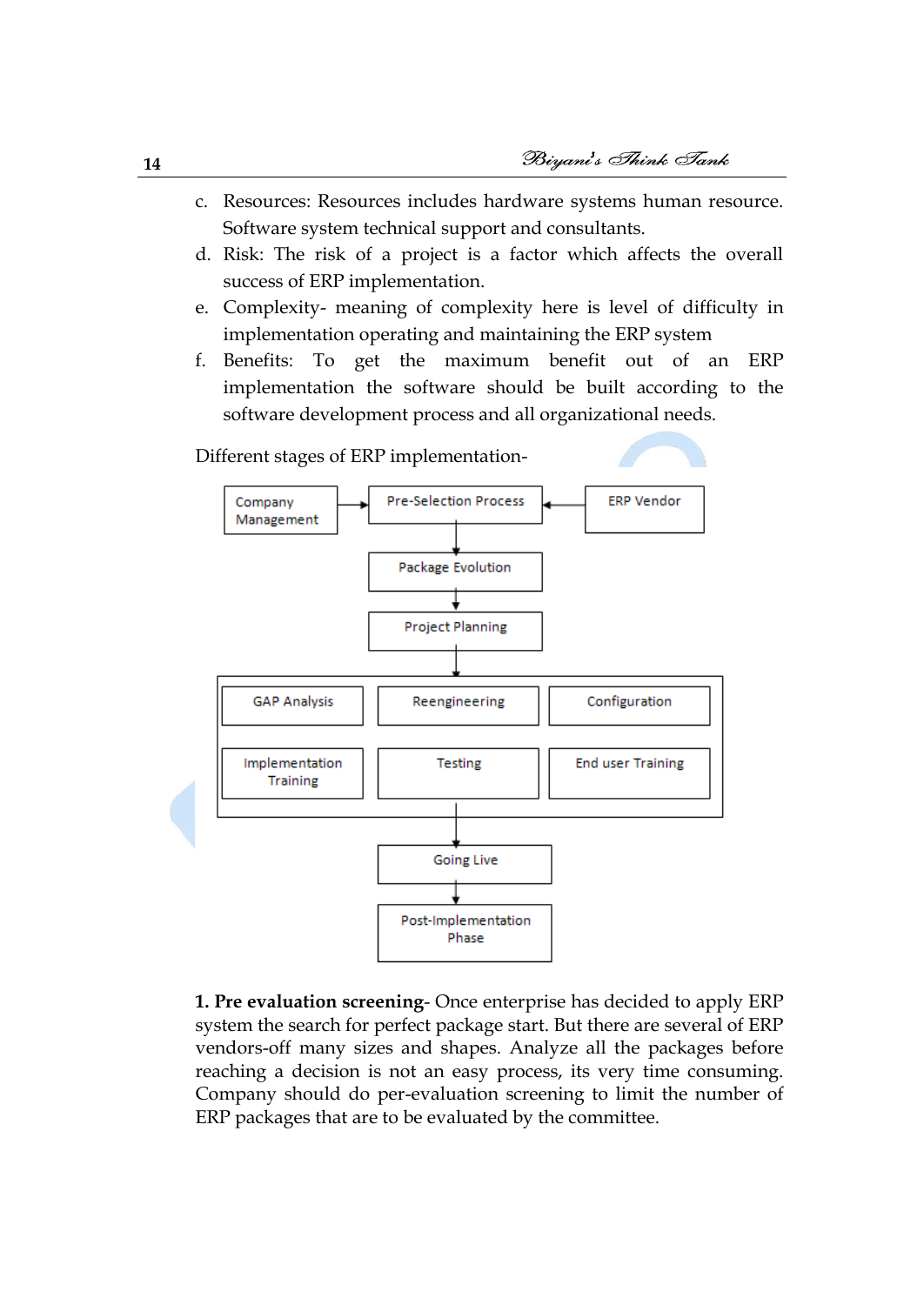c. Resources: Resources includes hardware systems human resource. Software system technical support and consultants.

d. Risk: The risk of a project is a factor which affects the overall success of ERP implementation.

e. Complexity- meaning of complexity here is level of difficulty in implementation operating and maintaining the ERP system

f. Benefits: To get the maximum benefit out of an ERP implementation the software should be built according to the software development process and all organizational needs.

Different stages of ERP implementation-

Company Management → Pre-Selection Process ← ERP Vendor

Pre-Selection Process → Package Evolution → Project Planning →

| GAP Analysis | Reengineering | Configuration |
| --- | --- | --- |
| Implementation Training | Testing | End user Training |

→ Going Live → Post-Implementation Phase

**1. Pre evaluation screening**- Once enterprise has decided to apply ERP system the search for perfect package start. But there are several of ERP vendors-off many sizes and shapes. Analyze all the packages before reaching a decision is not an easy process, its very time consuming. Company should do per-evaluation screening to limit the number of ERP packages that are to be evaluated by the committee.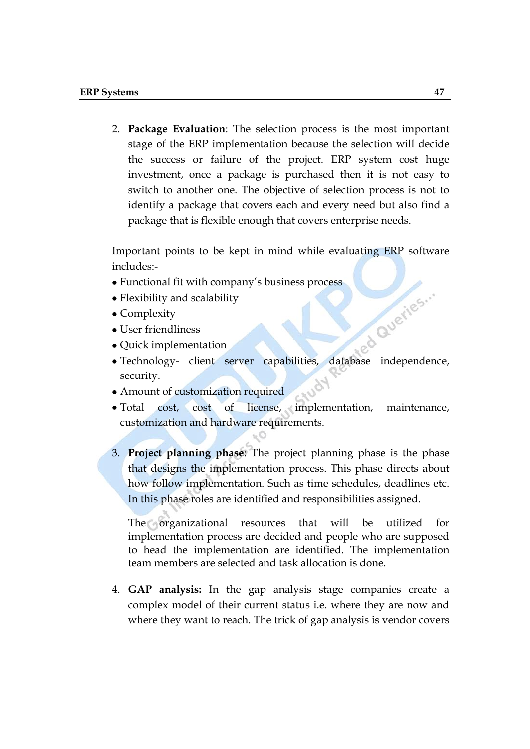2. **Package Evaluation**: The selection process is the most important stage of the ERP implementation because the selection will decide the success or failure of the project. ERP system cost huge investment, once a package is purchased then it is not easy to switch to another one. The objective of selection process is not to identify a package that covers each and every need but also find a package that is flexible enough that covers enterprise needs.

Important points to be kept in mind while evaluating ERP software includes:-

- Functional fit with company's business process
- Flexibility and scalability
- Complexity
- User friendliness
- Quick implementation
- Technology- client server capabilities, database independence, security.
- Amount of customization required
- Total cost, cost of license, implementation, maintenance, customization and hardware requirements.

3. **Project planning phase**: The project planning phase is the phase that designs the implementation process. This phase directs about how follow implementation. Such as time schedules, deadlines etc. In this phase roles are identified and responsibilities assigned.

   The organizational resources that will be utilized for implementation process are decided and people who are supposed to head the implementation are identified. The implementation team members are selected and task allocation is done.

4. **GAP analysis:** In the gap analysis stage companies create a complex model of their current status i.e. where they are now and where they want to reach. The trick of gap analysis is vendor covers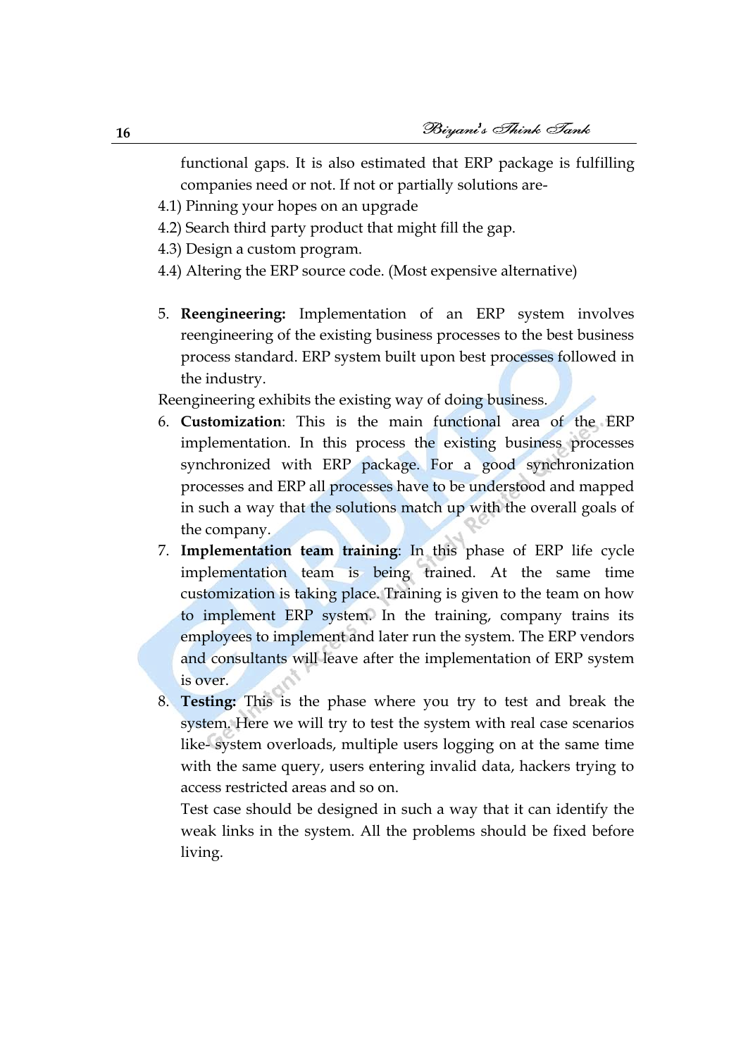functional gaps. It is also estimated that ERP package is fulfilling companies need or not. If not or partially solutions are-

4.1) Pinning your hopes on an upgrade
4.2) Search third party product that might fill the gap.
4.3) Design a custom program.
4.4) Altering the ERP source code. (Most expensive alternative)

5. **Reengineering:** Implementation of an ERP system involves reengineering of the existing business processes to the best business process standard. ERP system built upon best processes followed in the industry.

Reengineering exhibits the existing way of doing business.

6. **Customization**: This is the main functional area of the ERP implementation. In this process the existing business processes synchronized with ERP package. For a good synchronization processes and ERP all processes have to be understood and mapped in such a way that the solutions match up with the overall goals of the company.
7. **Implementation team training**: In this phase of ERP life cycle implementation team is being trained. At the same time customization is taking place. Training is given to the team on how to implement ERP system. In the training, company trains its employees to implement and later run the system. The ERP vendors and consultants will leave after the implementation of ERP system is over.
8. **Testing:** This is the phase where you try to test and break the system. Here we will try to test the system with real case scenarios like- system overloads, multiple users logging on at the same time with the same query, users entering invalid data, hackers trying to access restricted areas and so on.

   Test case should be designed in such a way that it can identify the weak links in the system. All the problems should be fixed before living.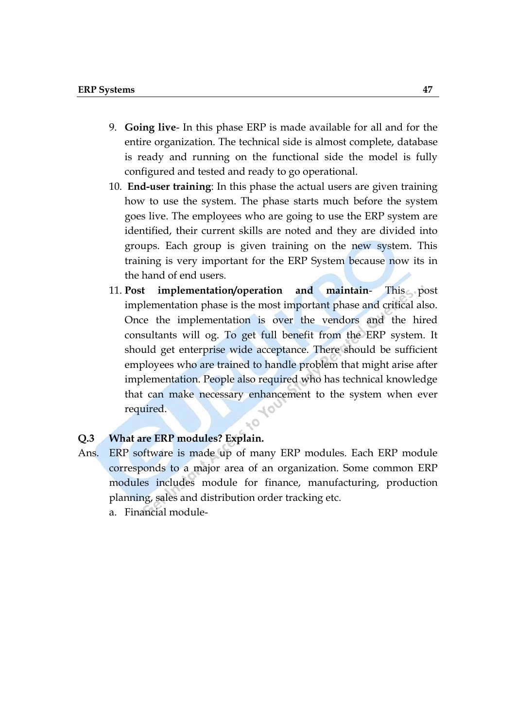9. **Going live**- In this phase ERP is made available for all and for the entire organization. The technical side is almost complete, database is ready and running on the functional side the model is fully configured and tested and ready to go operational.
10. **End-user training**: In this phase the actual users are given training how to use the system. The phase starts much before the system goes live. The employees who are going to use the ERP system are identified, their current skills are noted and they are divided into groups. Each group is given training on the new system. This training is very important for the ERP System because now its in the hand of end users.
11. **Post implementation/operation and maintain**- This post implementation phase is the most important phase and critical also. Once the implementation is over the vendors and the hired consultants will og. To get full benefit from the ERP system. It should get enterprise wide acceptance. There should be sufficient employees who are trained to handle problem that might arise after implementation. People also required who has technical knowledge that can make necessary enhancement to the system when ever required.

**Q.3 What are ERP modules? Explain.**

Ans. ERP software is made up of many ERP modules. Each ERP module corresponds to a major area of an organization. Some common ERP modules includes module for finance, manufacturing, production planning, sales and distribution order tracking etc.

a. Financial module-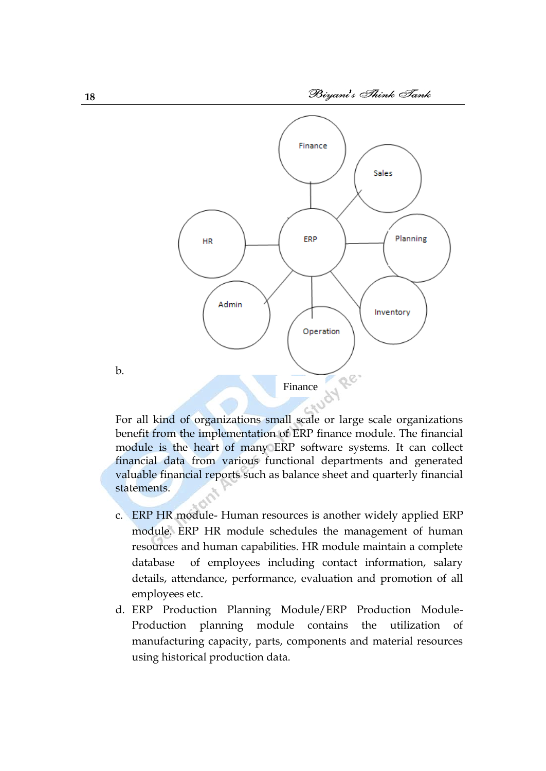b. Finance

For all kind of organizations small scale or large scale organizations benefit from the implementation of ERP finance module. The financial module is the heart of many ERP software systems. It can collect financial data from various functional departments and generated valuable financial reports such as balance sheet and quarterly financial statements.

c. ERP HR module- Human resources is another widely applied ERP module. ERP HR module schedules the management of human resources and human capabilities. HR module maintain a complete database of employees including contact information, salary details, attendance, performance, evaluation and promotion of all employees etc.

d. ERP Production Planning Module/ERP Production Module- Production planning module contains the utilization of manufacturing capacity, parts, components and material resources using historical production data.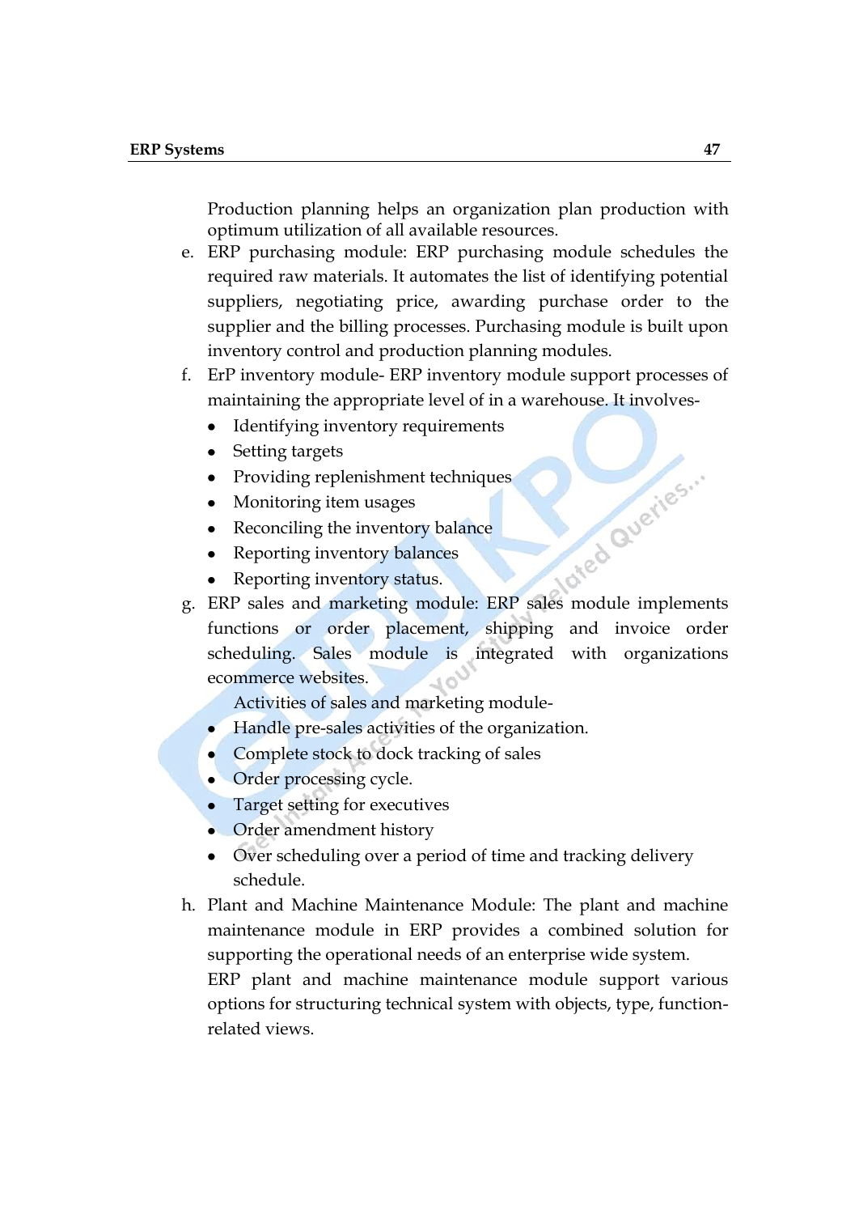Production planning helps an organization plan production with optimum utilization of all available resources.

e. ERP purchasing module: ERP purchasing module schedules the required raw materials. It automates the list of identifying potential suppliers, negotiating price, awarding purchase order to the supplier and the billing processes. Purchasing module is built upon inventory control and production planning modules.

f. ErP inventory module- ERP inventory module support processes of maintaining the appropriate level of in a warehouse. It involves-
   - Identifying inventory requirements
   - Setting targets
   - Providing replenishment techniques
   - Monitoring item usages
   - Reconciling the inventory balance
   - Reporting inventory balances
   - Reporting inventory status.

g. ERP sales and marketing module: ERP sales module implements functions or order placement, shipping and invoice order scheduling. Sales module is integrated with organizations ecommerce websites.

   Activities of sales and marketing module-
   - Handle pre-sales activities of the organization.
   - Complete stock to dock tracking of sales
   - Order processing cycle.
   - Target setting for executives
   - Order amendment history
   - Over scheduling over a period of time and tracking delivery schedule.

h. Plant and Machine Maintenance Module: The plant and machine maintenance module in ERP provides a combined solution for supporting the operational needs of an enterprise wide system.

   ERP plant and machine maintenance module support various options for structuring technical system with objects, type, function-related views.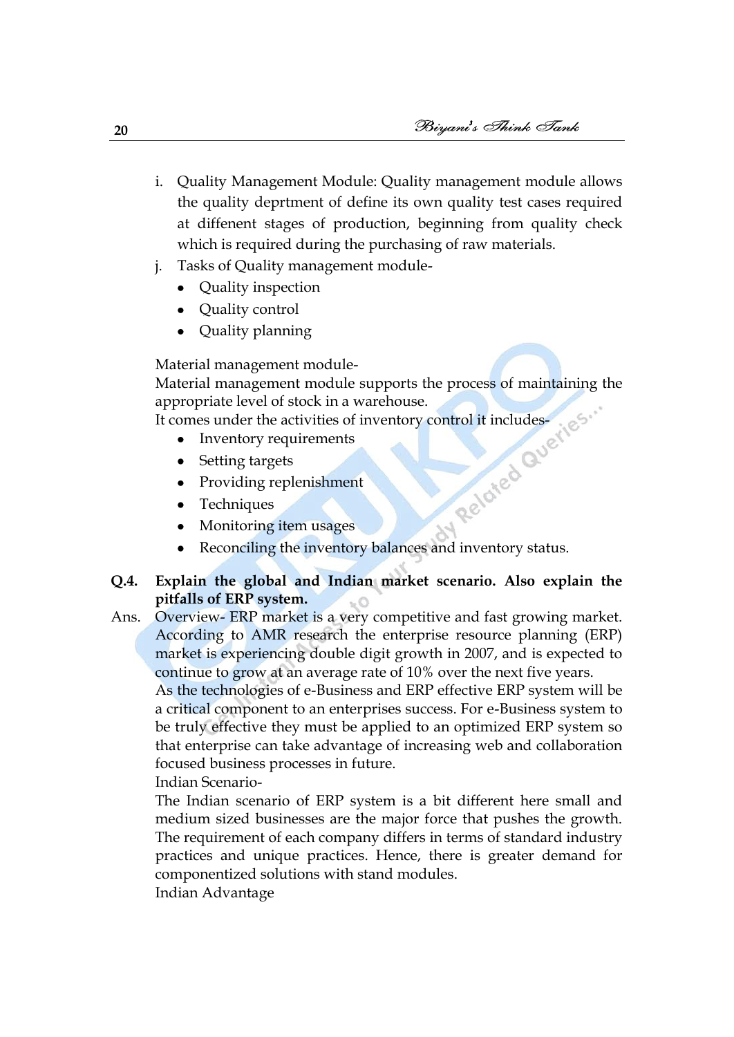i. Quality Management Module: Quality management module allows the quality deprtment of define its own quality test cases required at diffenent stages of production, beginning from quality check which is required during the purchasing of raw materials.

j. Tasks of Quality management module-
   - Quality inspection
   - Quality control
   - Quality planning

Material management module-
Material management module supports the process of maintaining the appropriate level of stock in a warehouse.
It comes under the activities of inventory control it includes-

- Inventory requirements
- Setting targets
- Providing replenishment
- Techniques
- Monitoring item usages
- Reconciling the inventory balances and inventory status.

**Q.4. Explain the global and Indian market scenario. Also explain the pitfalls of ERP system.**

Ans. Overview- ERP market is a very competitive and fast growing market. According to AMR research the enterprise resource planning (ERP) market is experiencing double digit growth in 2007, and is expected to continue to grow at an average rate of 10% over the next five years.

As the technologies of e-Business and ERP effective ERP system will be a critical component to an enterprises success. For e-Business system to be truly effective they must be applied to an optimized ERP system so that enterprise can take advantage of increasing web and collaboration focused business processes in future.

Indian Scenario-

The Indian scenario of ERP system is a bit different here small and medium sized businesses are the major force that pushes the growth. The requirement of each company differs in terms of standard industry practices and unique practices. Hence, there is greater demand for componentized solutions with stand modules.

Indian Advantage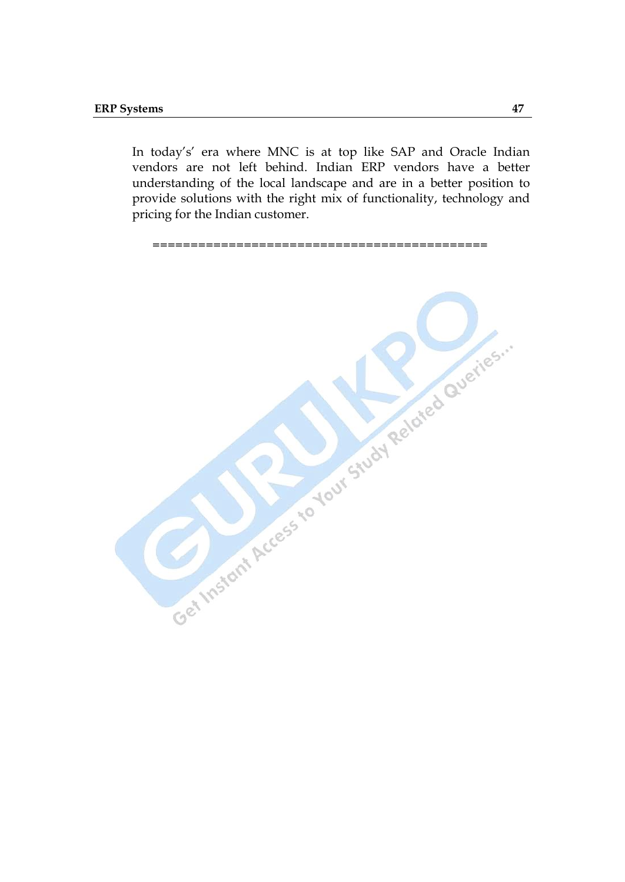In today's' era where MNC is at top like SAP and Oracle Indian vendors are not left behind. Indian ERP vendors have a better understanding of the local landscape and are in a better position to provide solutions with the right mix of functionality, technology and pricing for the Indian customer.

============================================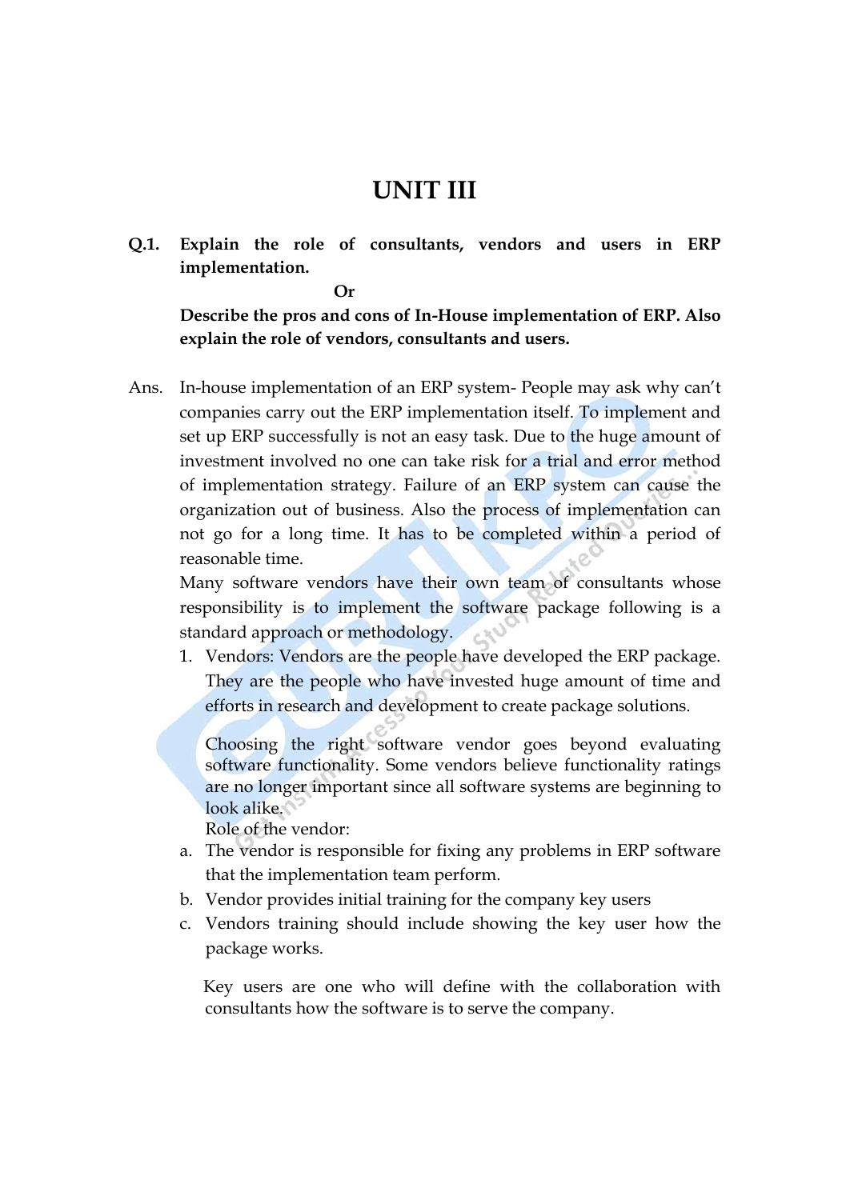# UNIT III

**Q.1. Explain the role of consultants, vendors and users in ERP implementation.**

**Or**

**Describe the pros and cons of In-House implementation of ERP. Also explain the role of vendors, consultants and users.**

Ans. In-house implementation of an ERP system- People may ask why can't companies carry out the ERP implementation itself. To implement and set up ERP successfully is not an easy task. Due to the huge amount of investment involved no one can take risk for a trial and error method of implementation strategy. Failure of an ERP system can cause the organization out of business. Also the process of implementation can not go for a long time. It has to be completed within a period of reasonable time.

Many software vendors have their own team of consultants whose responsibility is to implement the software package following is a standard approach or methodology.

1. Vendors: Vendors are the people have developed the ERP package. They are the people who have invested huge amount of time and efforts in research and development to create package solutions.

   Choosing the right software vendor goes beyond evaluating software functionality. Some vendors believe functionality ratings are no longer important since all software systems are beginning to look alike.

   Role of the vendor:

a. The vendor is responsible for fixing any problems in ERP software that the implementation team perform.

b. Vendor provides initial training for the company key users

c. Vendors training should include showing the key user how the package works.

   Key users are one who will define with the collaboration with consultants how the software is to serve the company.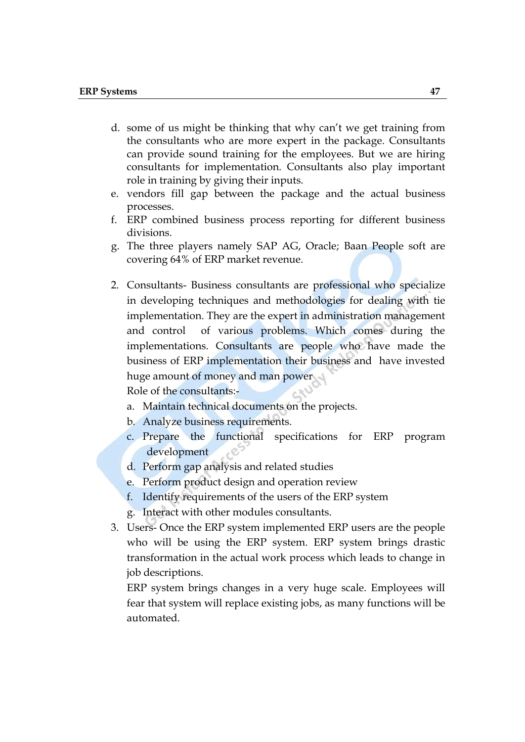d. some of us might be thinking that why can't we get training from the consultants who are more expert in the package. Consultants can provide sound training for the employees. But we are hiring consultants for implementation. Consultants also play important role in training by giving their inputs.
e. vendors fill gap between the package and the actual business processes.
f. ERP combined business process reporting for different business divisions.
g. The three players namely SAP AG, Oracle; Baan People soft are covering 64% of ERP market revenue.

2. Consultants- Business consultants are professional who specialize in developing techniques and methodologies for dealing with tie implementation. They are the expert in administration management and control of various problems. Which comes during the implementations. Consultants are people who have made the business of ERP implementation their business and have invested huge amount of money and man power

   Role of the consultants:-

   a. Maintain technical documents on the projects.
   b. Analyze business requirements.
   c. Prepare the functional specifications for ERP program development
   d. Perform gap analysis and related studies
   e. Perform product design and operation review
   f. Identify requirements of the users of the ERP system
   g. Interact with other modules consultants.

3. Users- Once the ERP system implemented ERP users are the people who will be using the ERP system. ERP system brings drastic transformation in the actual work process which leads to change in job descriptions.

   ERP system brings changes in a very huge scale. Employees will fear that system will replace existing jobs, as many functions will be automated.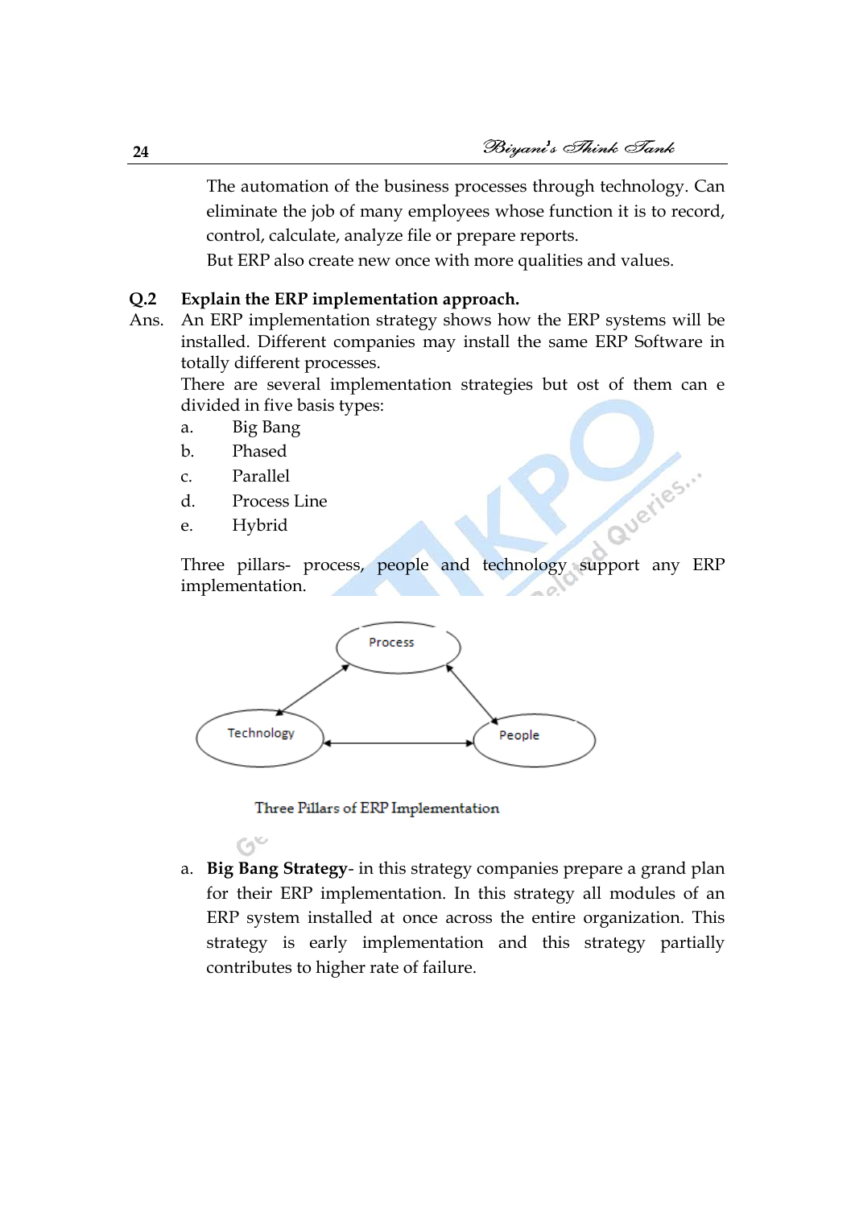The automation of the business processes through technology. Can eliminate the job of many employees whose function it is to record, control, calculate, analyze file or prepare reports.

But ERP also create new once with more qualities and values.

**Q.2 Explain the ERP implementation approach.**

Ans. An ERP implementation strategy shows how the ERP systems will be installed. Different companies may install the same ERP Software in totally different processes.

There are several implementation strategies but ost of them can e divided in five basis types:

a. Big Bang
b. Phased
c. Parallel
d. Process Line
e. Hybrid

Three pillars- process, people and technology support any ERP implementation.

Process

Technology

People

Three Pillars of ERP Implementation

a. **Big Bang Strategy**- in this strategy companies prepare a grand plan for their ERP implementation. In this strategy all modules of an ERP system installed at once across the entire organization. This strategy is early implementation and this strategy partially contributes to higher rate of failure.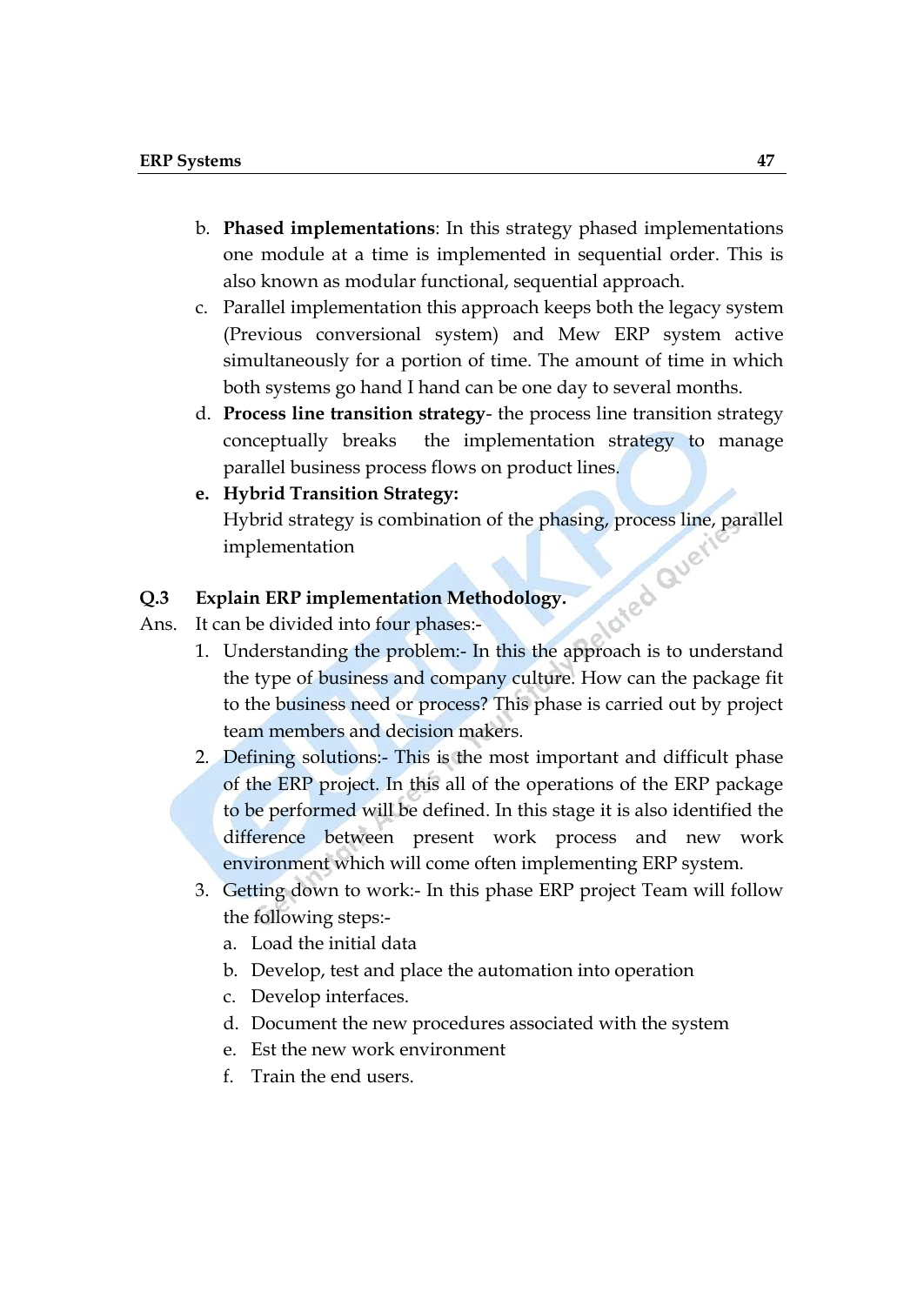b. **Phased implementations**: In this strategy phased implementations one module at a time is implemented in sequential order. This is also known as modular functional, sequential approach.

c. Parallel implementation this approach keeps both the legacy system (Previous conversional system) and Mew ERP system active simultaneously for a portion of time. The amount of time in which both systems go hand I hand can be one day to several months.

d. **Process line transition strategy**- the process line transition strategy conceptually breaks the implementation strategy to manage parallel business process flows on product lines.

e. **Hybrid Transition Strategy:**
   Hybrid strategy is combination of the phasing, process line, parallel implementation

**Q.3 Explain ERP implementation Methodology.**

Ans. It can be divided into four phases:-

1. Understanding the problem:- In this the approach is to understand the type of business and company culture. How can the package fit to the business need or process? This phase is carried out by project team members and decision makers.

2. Defining solutions:- This is the most important and difficult phase of the ERP project. In this all of the operations of the ERP package to be performed will be defined. In this stage it is also identified the difference between present work process and new work environment which will come often implementing ERP system.

3. Getting down to work:- In this phase ERP project Team will follow the following steps:-
   a. Load the initial data
   b. Develop, test and place the automation into operation
   c. Develop interfaces.
   d. Document the new procedures associated with the system
   e. Est the new work environment
   f. Train the end users.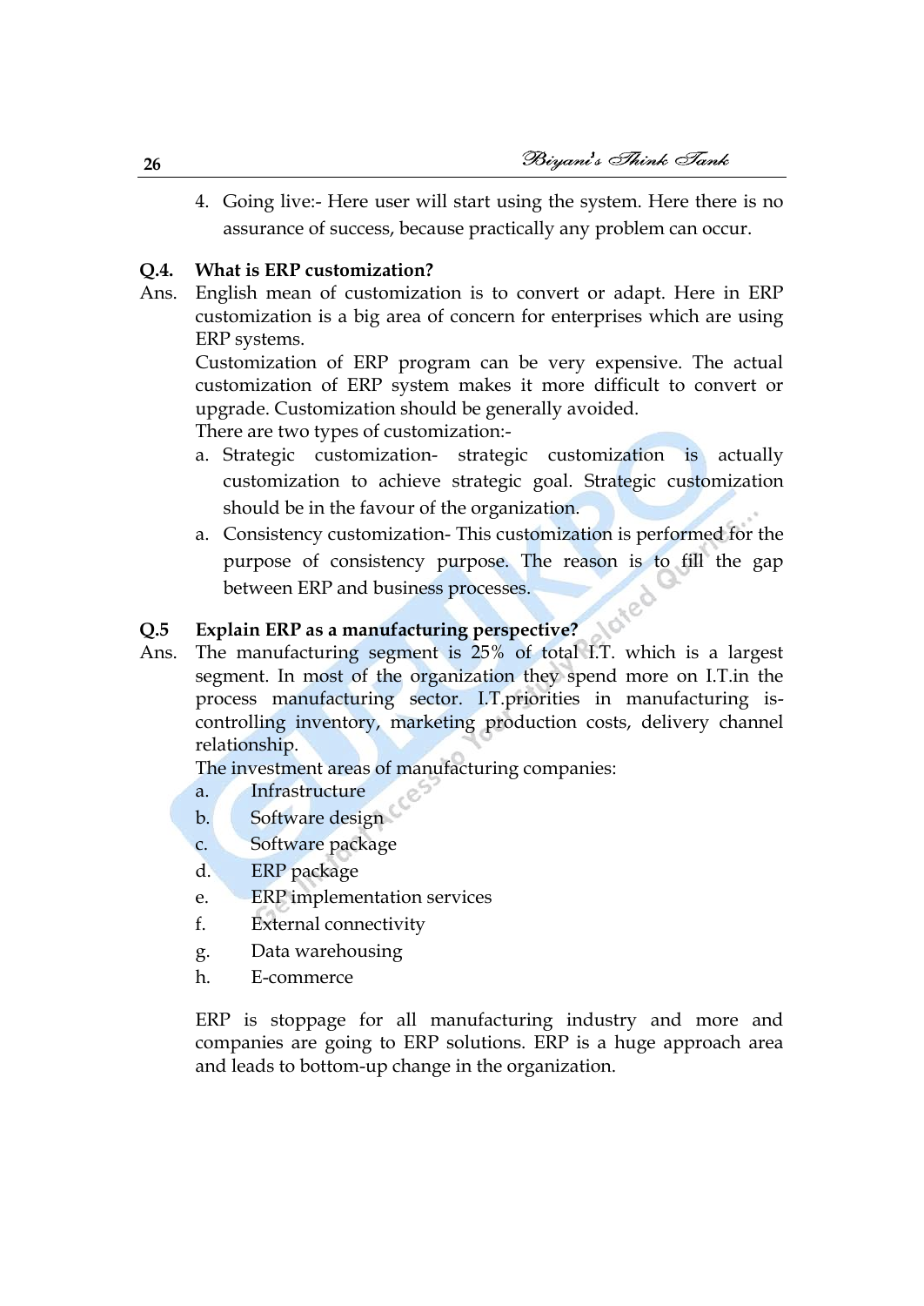4. Going live:- Here user will start using the system. Here there is no assurance of success, because practically any problem can occur.

**Q.4. What is ERP customization?**

Ans. English mean of customization is to convert or adapt. Here in ERP customization is a big area of concern for enterprises which are using ERP systems.

Customization of ERP program can be very expensive. The actual customization of ERP system makes it more difficult to convert or upgrade. Customization should be generally avoided.

There are two types of customization:-

a. Strategic customization- strategic customization is actually customization to achieve strategic goal. Strategic customization should be in the favour of the organization.

a. Consistency customization- This customization is performed for the purpose of consistency purpose. The reason is to fill the gap between ERP and business processes.

**Q.5 Explain ERP as a manufacturing perspective?**

Ans. The manufacturing segment is 25% of total I.T. which is a largest segment. In most of the organization they spend more on I.T.in the process manufacturing sector. I.T.priorities in manufacturing is- controlling inventory, marketing production costs, delivery channel relationship.

The investment areas of manufacturing companies:

a. Infrastructure
b. Software design
c. Software package
d. ERP package
e. ERP implementation services
f. External connectivity
g. Data warehousing
h. E-commerce

ERP is stoppage for all manufacturing industry and more and companies are going to ERP solutions. ERP is a huge approach area and leads to bottom-up change in the organization.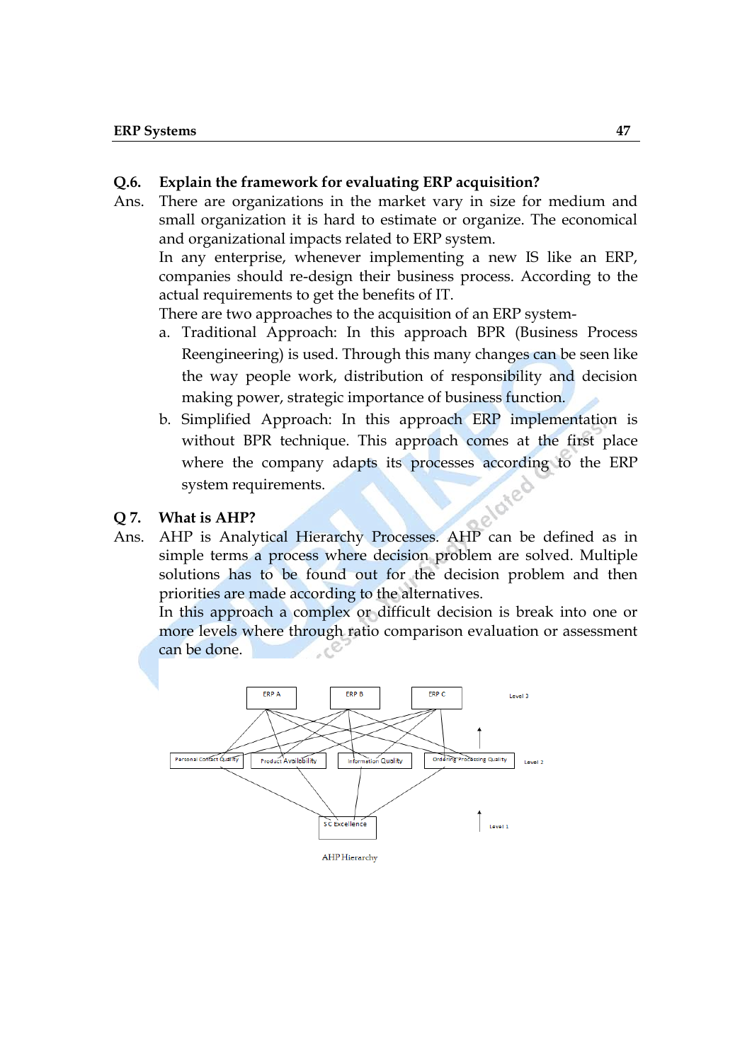**Q.6. Explain the framework for evaluating ERP acquisition?**

Ans. There are organizations in the market vary in size for medium and small organization it is hard to estimate or organize. The economical and organizational impacts related to ERP system.

In any enterprise, whenever implementing a new IS like an ERP, companies should re-design their business process. According to the actual requirements to get the benefits of IT.

There are two approaches to the acquisition of an ERP system-

a. Traditional Approach: In this approach BPR (Business Process Reengineering) is used. Through this many changes can be seen like the way people work, distribution of responsibility and decision making power, strategic importance of business function.

b. Simplified Approach: In this approach ERP implementation is without BPR technique. This approach comes at the first place where the company adapts its processes according to the ERP system requirements.

**Q 7. What is AHP?**

Ans. AHP is Analytical Hierarchy Processes. AHP can be defined as in simple terms a process where decision problem are solved. Multiple solutions has to be found out for the decision problem and then priorities are made according to the alternatives.

In this approach a complex or difficult decision is break into one or more levels where through ratio comparison evaluation or assessment can be done.

AHP Hierarchy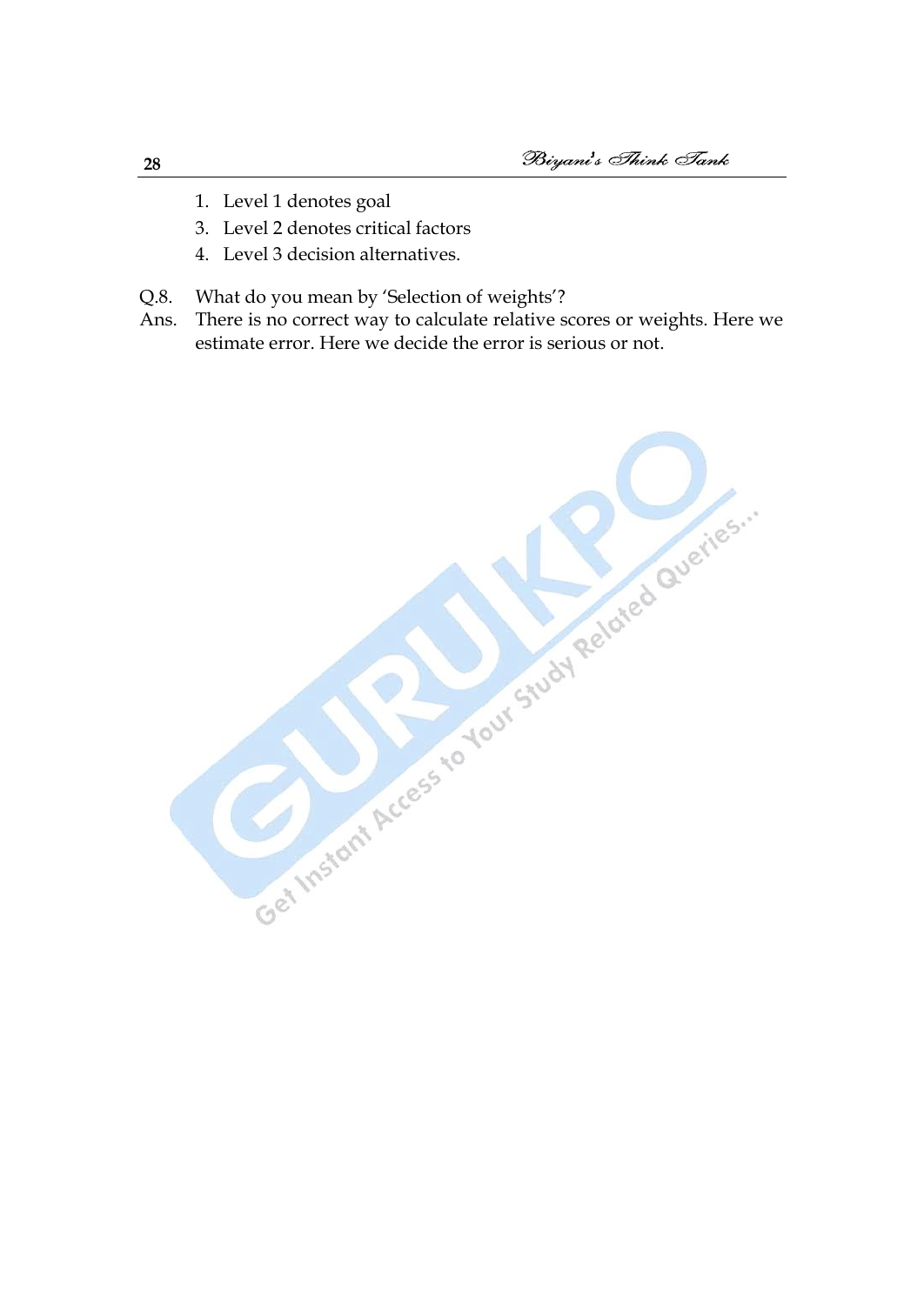1. Level 1 denotes goal
3. Level 2 denotes critical factors
4. Level 3 decision alternatives.

Q.8. What do you mean by 'Selection of weights'?

Ans. There is no correct way to calculate relative scores or weights. Here we estimate error. Here we decide the error is serious or not.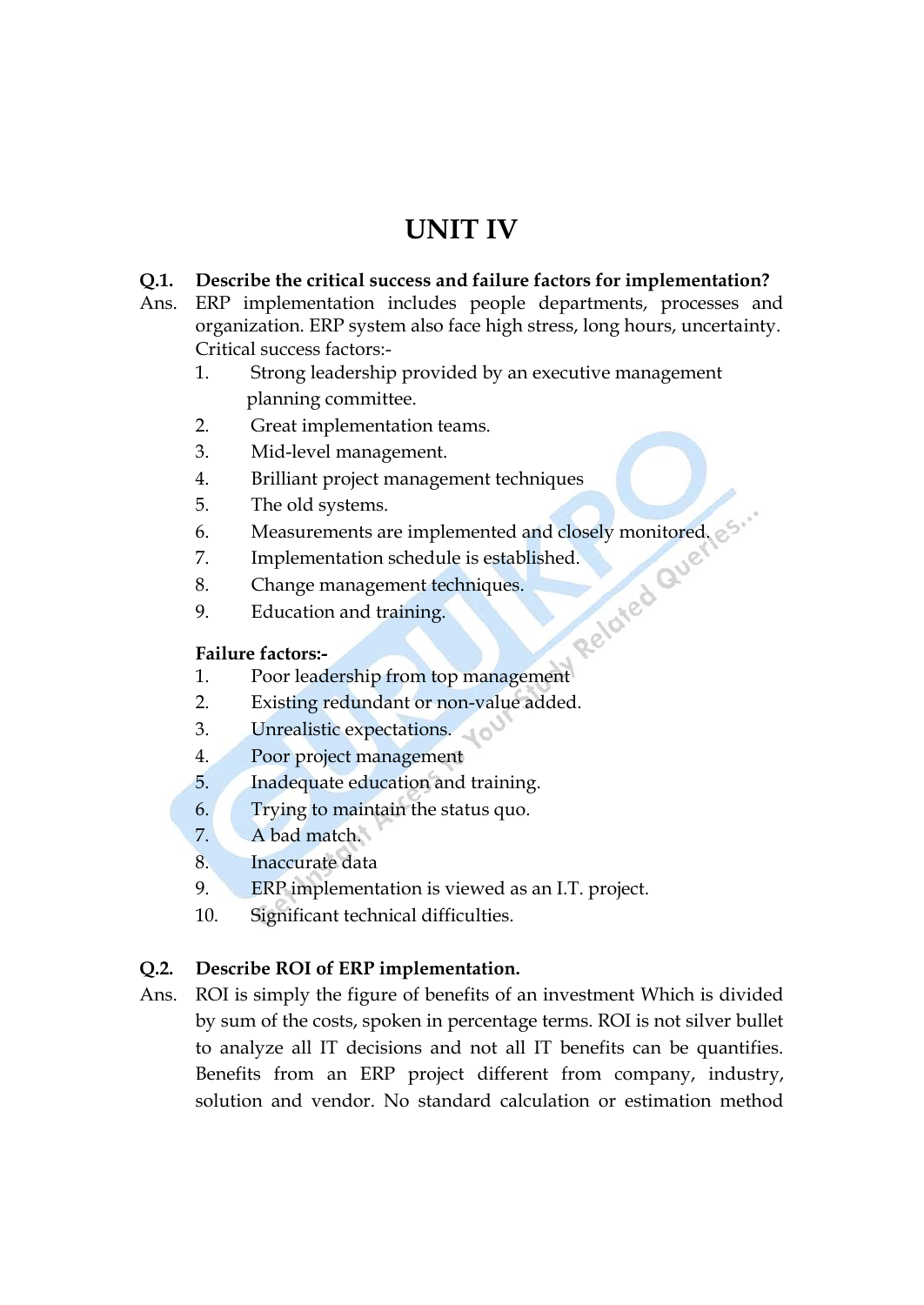# UNIT IV

**Q.1. Describe the critical success and failure factors for implementation?**

Ans. ERP implementation includes people departments, processes and organization. ERP system also face high stress, long hours, uncertainty.

Critical success factors:-

1. Strong leadership provided by an executive management planning committee.
2. Great implementation teams.
3. Mid-level management.
4. Brilliant project management techniques
5. The old systems.
6. Measurements are implemented and closely monitored.
7. Implementation schedule is established.
8. Change management techniques.
9. Education and training.

**Failure factors:-**

1. Poor leadership from top management
2. Existing redundant or non-value added.
3. Unrealistic expectations.
4. Poor project management
5. Inadequate education and training.
6. Trying to maintain the status quo.
7. A bad match.
8. Inaccurate data
9. ERP implementation is viewed as an I.T. project.
10. Significant technical difficulties.

**Q.2. Describe ROI of ERP implementation.**

Ans. ROI is simply the figure of benefits of an investment Which is divided by sum of the costs, spoken in percentage terms. ROI is not silver bullet to analyze all IT decisions and not all IT benefits can be quantifies. Benefits from an ERP project different from company, industry, solution and vendor. No standard calculation or estimation method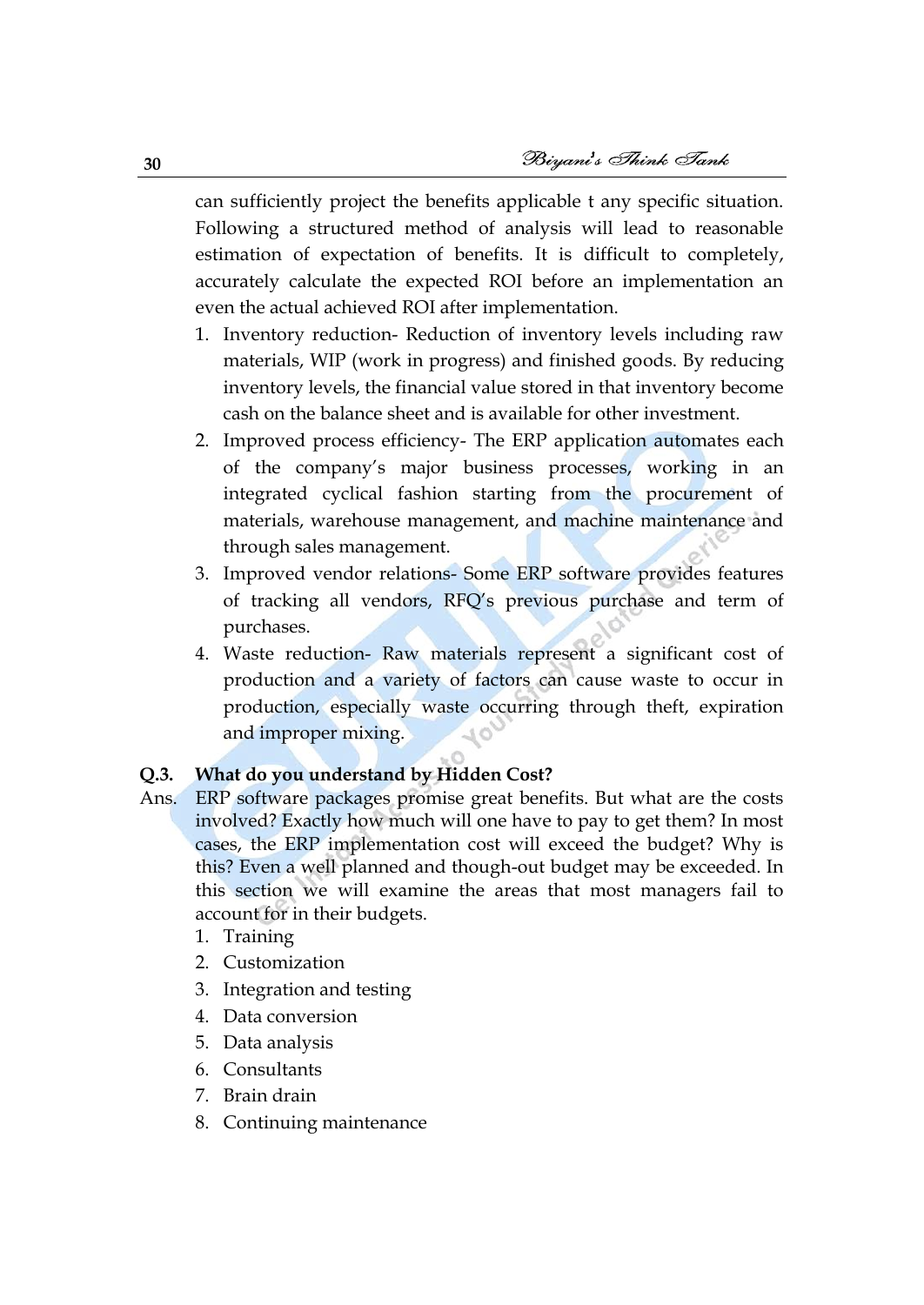can sufficiently project the benefits applicable t any specific situation. Following a structured method of analysis will lead to reasonable estimation of expectation of benefits. It is difficult to completely, accurately calculate the expected ROI before an implementation an even the actual achieved ROI after implementation.

1. Inventory reduction- Reduction of inventory levels including raw materials, WIP (work in progress) and finished goods. By reducing inventory levels, the financial value stored in that inventory become cash on the balance sheet and is available for other investment.
2. Improved process efficiency- The ERP application automates each of the company's major business processes, working in an integrated cyclical fashion starting from the procurement of materials, warehouse management, and machine maintenance and through sales management.
3. Improved vendor relations- Some ERP software provides features of tracking all vendors, RFQ's previous purchase and term of purchases.
4. Waste reduction- Raw materials represent a significant cost of production and a variety of factors can cause waste to occur in production, especially waste occurring through theft, expiration and improper mixing.

**Q.3. What do you understand by Hidden Cost?**

Ans. ERP software packages promise great benefits. But what are the costs involved? Exactly how much will one have to pay to get them? In most cases, the ERP implementation cost will exceed the budget? Why is this? Even a well planned and though-out budget may be exceeded. In this section we will examine the areas that most managers fail to account for in their budgets.

1. Training
2. Customization
3. Integration and testing
4. Data conversion
5. Data analysis
6. Consultants
7. Brain drain
8. Continuing maintenance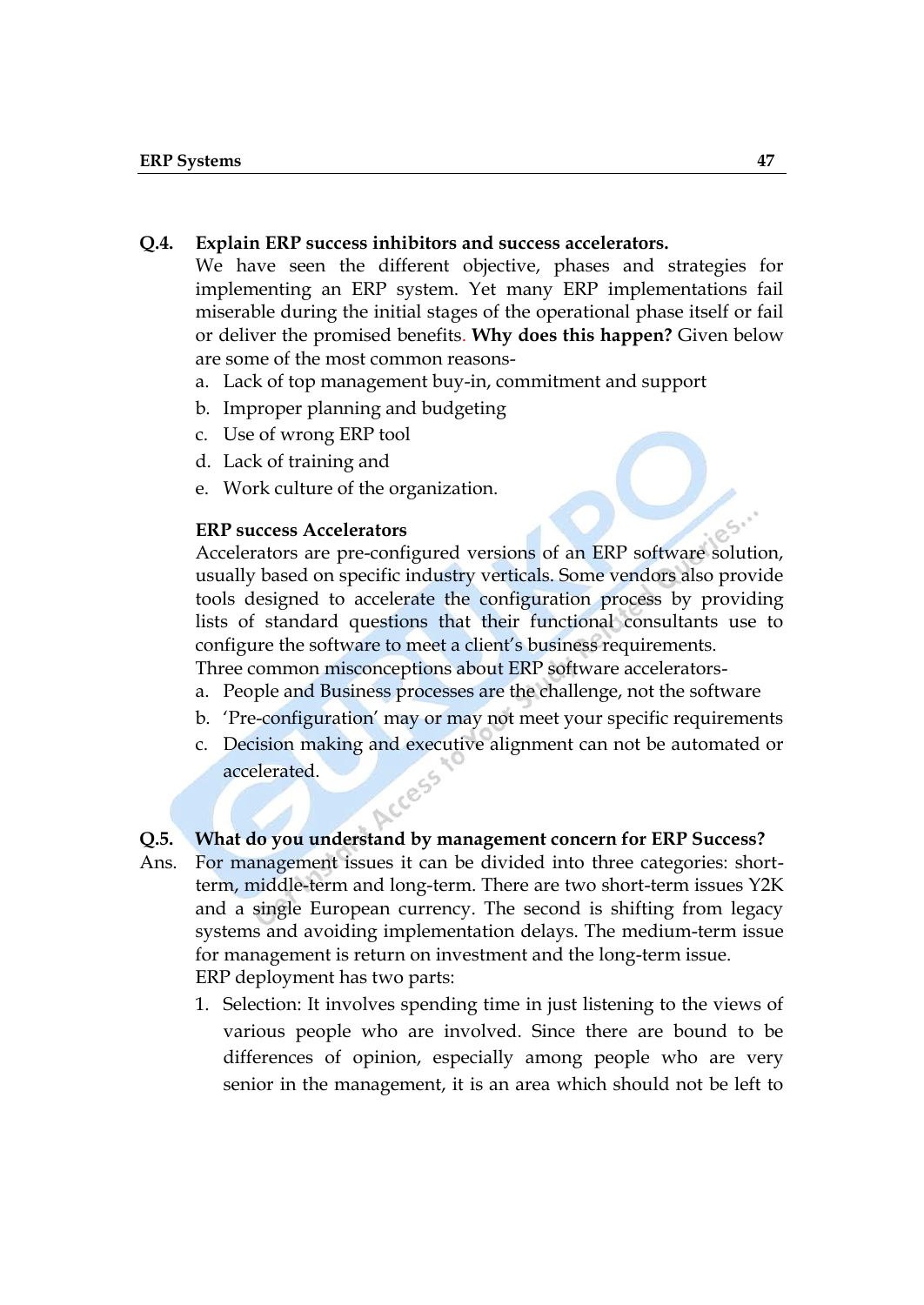**Q.4. Explain ERP success inhibitors and success accelerators.**

We have seen the different objective, phases and strategies for implementing an ERP system. Yet many ERP implementations fail miserable during the initial stages of the operational phase itself or fail or deliver the promised benefits. **Why does this happen?** Given below are some of the most common reasons-

a. Lack of top management buy-in, commitment and support
b. Improper planning and budgeting
c. Use of wrong ERP tool
d. Lack of training and
e. Work culture of the organization.

**ERP success Accelerators**

Accelerators are pre-configured versions of an ERP software solution, usually based on specific industry verticals. Some vendors also provide tools designed to accelerate the configuration process by providing lists of standard questions that their functional consultants use to configure the software to meet a client's business requirements.

Three common misconceptions about ERP software accelerators-

a. People and Business processes are the challenge, not the software
b. 'Pre-configuration' may or may not meet your specific requirements
c. Decision making and executive alignment can not be automated or accelerated.

**Q.5. What do you understand by management concern for ERP Success?**

Ans. For management issues it can be divided into three categories: short-term, middle-term and long-term. There are two short-term issues Y2K and a single European currency. The second is shifting from legacy systems and avoiding implementation delays. The medium-term issue for management is return on investment and the long-term issue.

ERP deployment has two parts:

1. Selection: It involves spending time in just listening to the views of various people who are involved. Since there are bound to be differences of opinion, especially among people who are very senior in the management, it is an area which should not be left to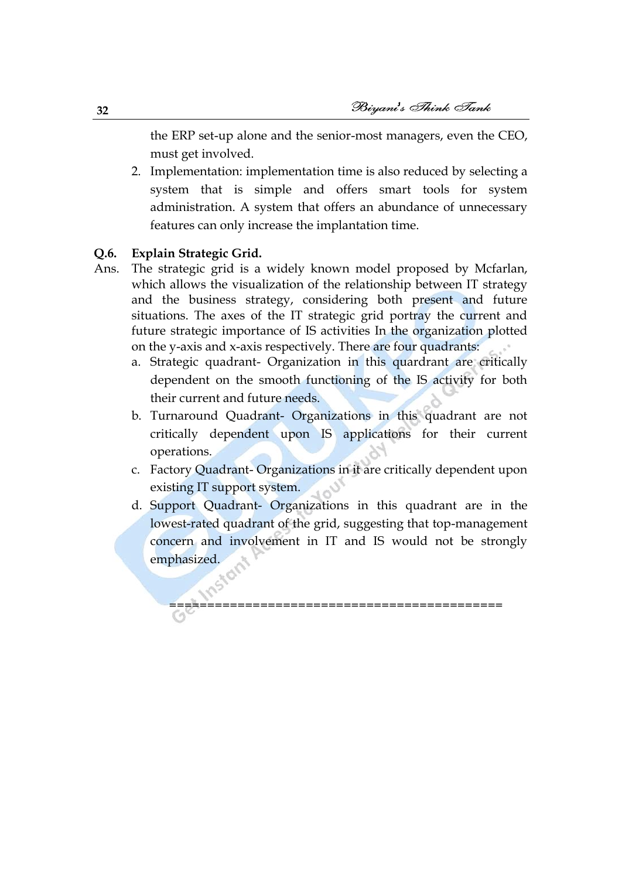the ERP set-up alone and the senior-most managers, even the CEO, must get involved.

2. Implementation: implementation time is also reduced by selecting a system that is simple and offers smart tools for system administration. A system that offers an abundance of unnecessary features can only increase the implantation time.

**Q.6. Explain Strategic Grid.**

Ans. The strategic grid is a widely known model proposed by Mcfarlan, which allows the visualization of the relationship between IT strategy and the business strategy, considering both present and future situations. The axes of the IT strategic grid portray the current and future strategic importance of IS activities In the organization plotted on the y-axis and x-axis respectively. There are four quadrants:

a. Strategic quadrant- Organization in this quardrant are critically dependent on the smooth functioning of the IS activity for both their current and future needs.

b. Turnaround Quadrant- Organizations in this quadrant are not critically dependent upon IS applications for their current operations.

c. Factory Quadrant- Organizations in it are critically dependent upon existing IT support system.

d. Support Quadrant- Organizations in this quadrant are in the lowest-rated quadrant of the grid, suggesting that top-management concern and involvement in IT and IS would not be strongly emphasized.

==========================================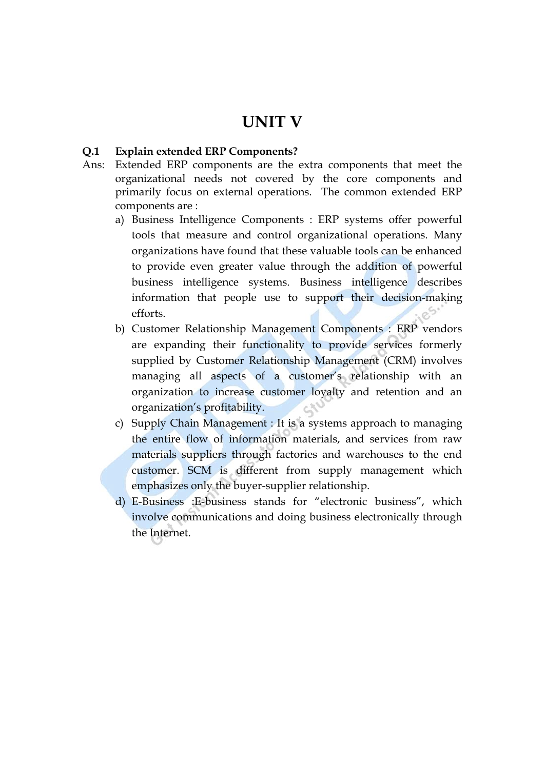# UNIT V

**Q.1 Explain extended ERP Components?**

Ans: Extended ERP components are the extra components that meet the organizational needs not covered by the core components and primarily focus on external operations. The common extended ERP components are :

a) Business Intelligence Components : ERP systems offer powerful tools that measure and control organizational operations. Many organizations have found that these valuable tools can be enhanced to provide even greater value through the addition of powerful business intelligence systems. Business intelligence describes information that people use to support their decision-making efforts.

b) Customer Relationship Management Components : ERP vendors are expanding their functionality to provide services formerly supplied by Customer Relationship Management (CRM) involves managing all aspects of a customer's relationship with an organization to increase customer loyalty and retention and an organization's profitability.

c) Supply Chain Management : It is a systems approach to managing the entire flow of information materials, and services from raw materials suppliers through factories and warehouses to the end customer. SCM is different from supply management which emphasizes only the buyer-supplier relationship.

d) E-Business :E-business stands for "electronic business", which involve communications and doing business electronically through the Internet.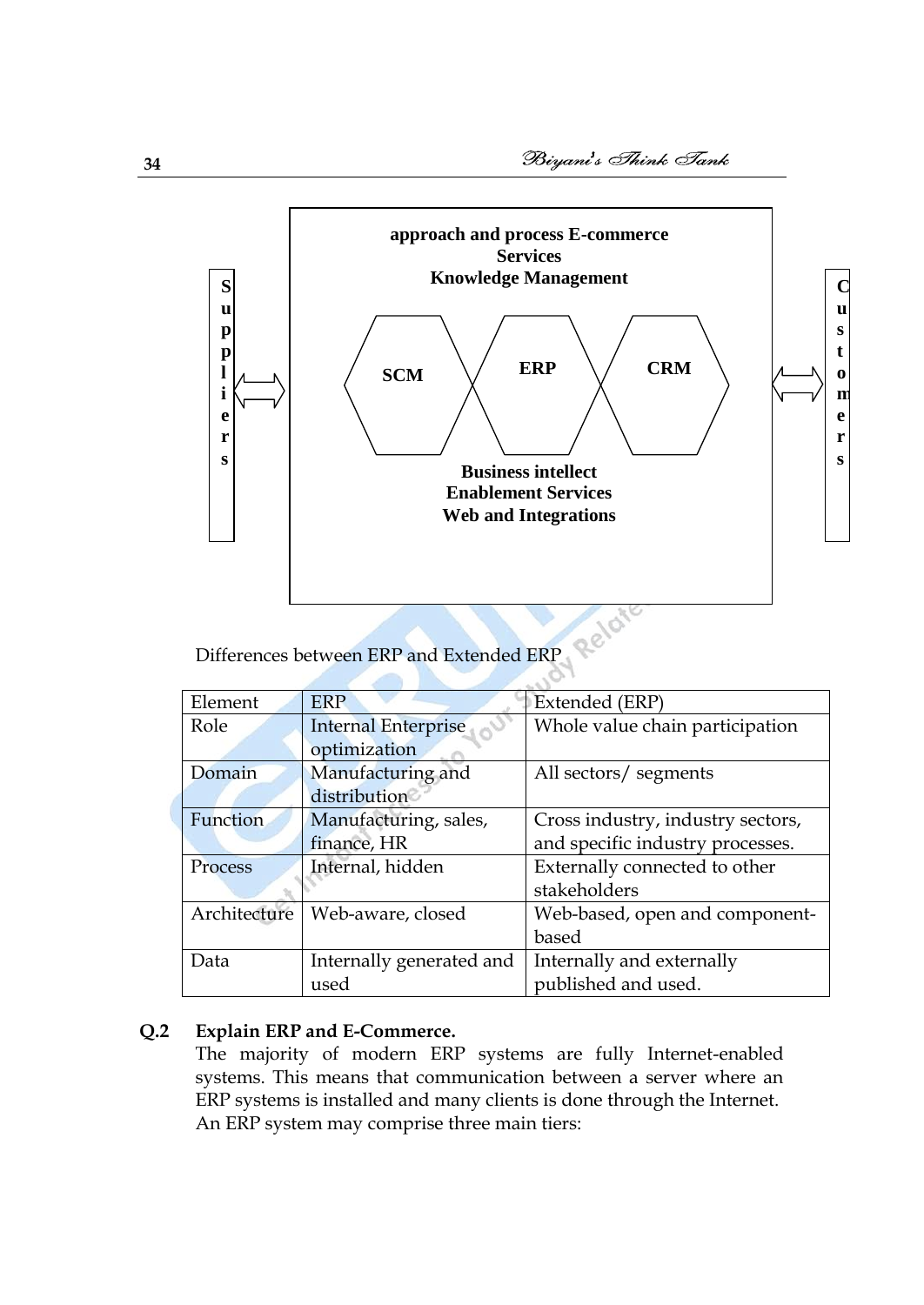Suppliers ⟺ 

approach and process E-commerce
Services
Knowledge Management

SCM | ERP | CRM

Business intellect
Enablement Services
Web and Integrations

⟺ Customers

Differences between ERP and Extended ERP

| Element | ERP | Extended (ERP) |
|---|---|---|
| Role | Internal Enterprise optimization | Whole value chain participation |
| Domain | Manufacturing and distribution | All sectors/ segments |
| Function | Manufacturing, sales, finance, HR | Cross industry, industry sectors, and specific industry processes. |
| Process | Internal, hidden | Externally connected to other stakeholders |
| Architecture | Web-aware, closed | Web-based, open and component-based |
| Data | Internally generated and used | Internally and externally published and used. |

**Q.2 Explain ERP and E-Commerce.**

The majority of modern ERP systems are fully Internet-enabled systems. This means that communication between a server where an ERP systems is installed and many clients is done through the Internet. An ERP system may comprise three main tiers: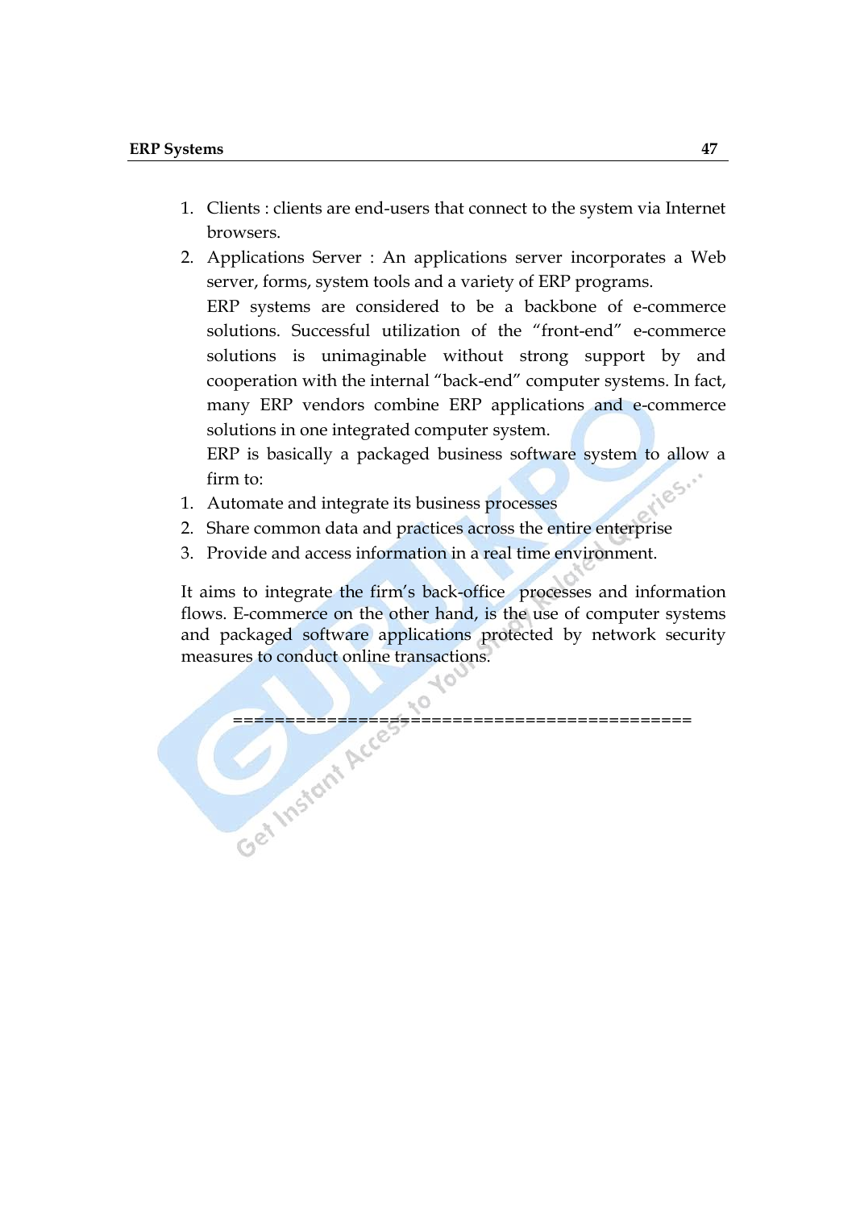1. Clients : clients are end-users that connect to the system via Internet browsers.
2. Applications Server : An applications server incorporates a Web server, forms, system tools and a variety of ERP programs.

   ERP systems are considered to be a backbone of e-commerce solutions. Successful utilization of the "front-end" e-commerce solutions is unimaginable without strong support by and cooperation with the internal "back-end" computer systems. In fact, many ERP vendors combine ERP applications and e-commerce solutions in one integrated computer system.

   ERP is basically a packaged business software system to allow a firm to:

1. Automate and integrate its business processes
2. Share common data and practices across the entire enterprise
3. Provide and access information in a real time environment.

It aims to integrate the firm's back-office processes and information flows. E-commerce on the other hand, is the use of computer systems and packaged software applications protected by network security measures to conduct online transactions.

==========================================